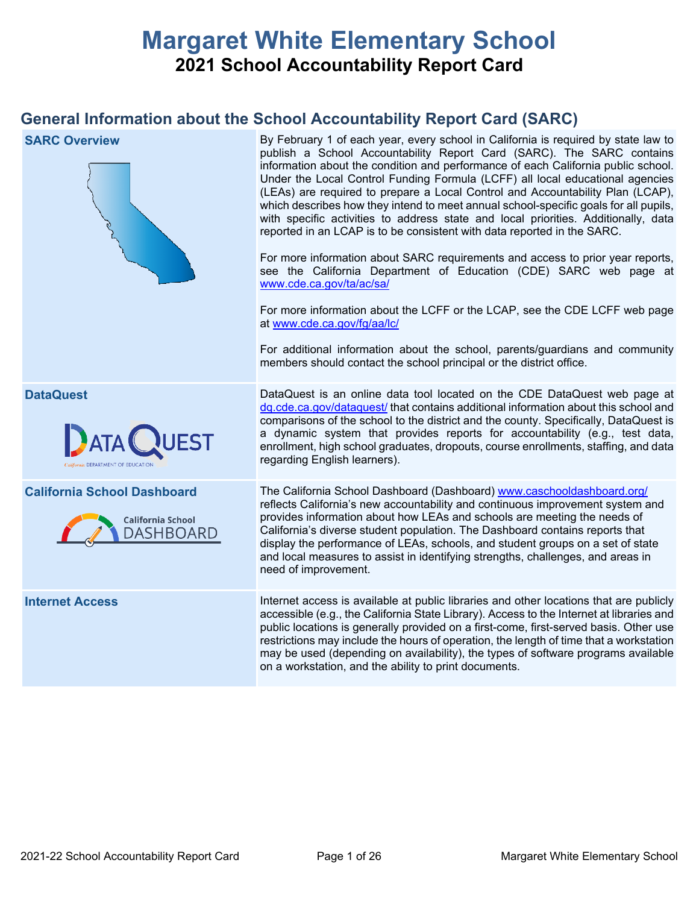# Margaret White Elementary School

## 2021 School Accountability Report Card

## General Information about the School Accountability Report Card (SARC)

| | |
|---|---|
| **SARC Overview** | By February 1 of each year, every school in California is required by state law to publish a School Accountability Report Card (SARC). The SARC contains information about the condition and performance of each California public school. Under the Local Control Funding Formula (LCFF) all local educational agencies (LEAs) are required to prepare a Local Control and Accountability Plan (LCAP), which describes how they intend to meet annual school-specific goals for all pupils, with specific activities to address state and local priorities. Additionally, data reported in an LCAP is to be consistent with data reported in the SARC.<br><br>For more information about SARC requirements and access to prior year reports, see the California Department of Education (CDE) SARC web page at www.cde.ca.gov/ta/ac/sa/<br><br>For more information about the LCFF or the LCAP, see the CDE LCFF web page at www.cde.ca.gov/fg/aa/lc/<br><br>For additional information about the school, parents/guardians and community members should contact the school principal or the district office. |
| **DataQuest** | DataQuest is an online data tool located on the CDE DataQuest web page at dq.cde.ca.gov/dataquest/ that contains additional information about this school and comparisons of the school to the district and the county. Specifically, DataQuest is a dynamic system that provides reports for accountability (e.g., test data, enrollment, high school graduates, dropouts, course enrollments, staffing, and data regarding English learners). |
| **California School Dashboard** | The California School Dashboard (Dashboard) www.caschooldashboard.org/ reflects California's new accountability and continuous improvement system and provides information about how LEAs and schools are meeting the needs of California's diverse student population. The Dashboard contains reports that display the performance of LEAs, schools, and student groups on a set of state and local measures to assist in identifying strengths, challenges, and areas in need of improvement. |
| **Internet Access** | Internet access is available at public libraries and other locations that are publicly accessible (e.g., the California State Library). Access to the Internet at libraries and public locations is generally provided on a first-come, first-served basis. Other use restrictions may include the hours of operation, the length of time that a workstation may be used (depending on availability), the types of software programs available on a workstation, and the ability to print documents. |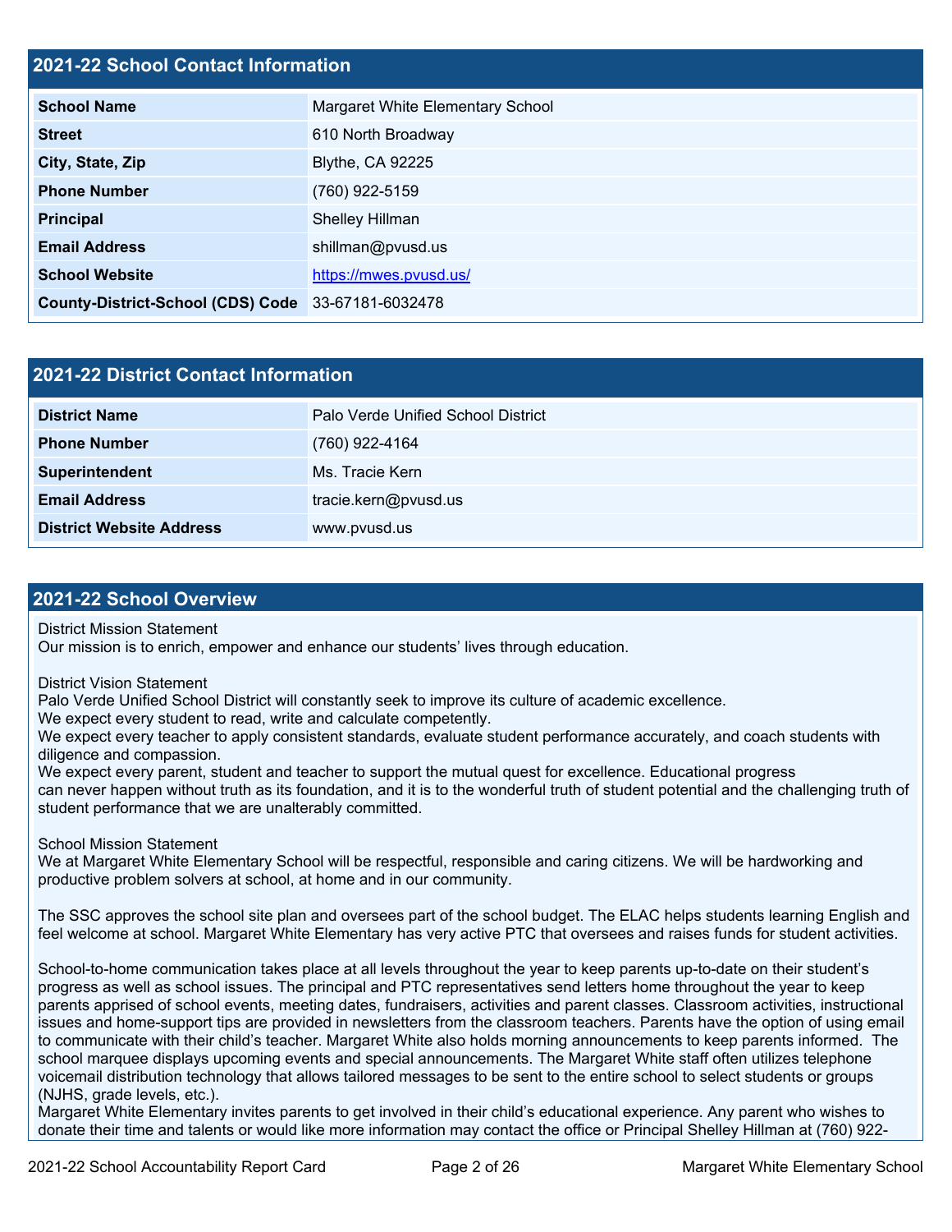## 2021-22 School Contact Information

| 2021-22 School Contact Information | |
|---|---|
| **School Name** | Margaret White Elementary School |
| **Street** | 610 North Broadway |
| **City, State, Zip** | Blythe, CA 92225 |
| **Phone Number** | (760) 922-5159 |
| **Principal** | Shelley Hillman |
| **Email Address** | shillman@pvusd.us |
| **School Website** | https://mwes.pvusd.us/ |
| **County-District-School (CDS) Code** | 33-67181-6032478 |

## 2021-22 District Contact Information

| 2021-22 District Contact Information | |
|---|---|
| **District Name** | Palo Verde Unified School District |
| **Phone Number** | (760) 922-4164 |
| **Superintendent** | Ms. Tracie Kern |
| **Email Address** | tracie.kern@pvusd.us |
| **District Website Address** | www.pvusd.us |

## 2021-22 School Overview

District Mission Statement
Our mission is to enrich, empower and enhance our students' lives through education.

District Vision Statement
Palo Verde Unified School District will constantly seek to improve its culture of academic excellence.
We expect every student to read, write and calculate competently.
We expect every teacher to apply consistent standards, evaluate student performance accurately, and coach students with diligence and compassion.
We expect every parent, student and teacher to support the mutual quest for excellence. Educational progress can never happen without truth as its foundation, and it is to the wonderful truth of student potential and the challenging truth of student performance that we are unalterably committed.

School Mission Statement
We at Margaret White Elementary School will be respectful, responsible and caring citizens. We will be hardworking and productive problem solvers at school, at home and in our community.

The SSC approves the school site plan and oversees part of the school budget. The ELAC helps students learning English and feel welcome at school. Margaret White Elementary has very active PTC that oversees and raises funds for student activities.

School-to-home communication takes place at all levels throughout the year to keep parents up-to-date on their student's progress as well as school issues. The principal and PTC representatives send letters home throughout the year to keep parents apprised of school events, meeting dates, fundraisers, activities and parent classes. Classroom activities, instructional issues and home-support tips are provided in newsletters from the classroom teachers. Parents have the option of using email to communicate with their child's teacher. Margaret White also holds morning announcements to keep parents informed. The school marquee displays upcoming events and special announcements. The Margaret White staff often utilizes telephone voicemail distribution technology that allows tailored messages to be sent to the entire school to select students or groups (NJHS, grade levels, etc.).
Margaret White Elementary invites parents to get involved in their child's educational experience. Any parent who wishes to donate their time and talents or would like more information may contact the office or Principal Shelley Hillman at (760) 922-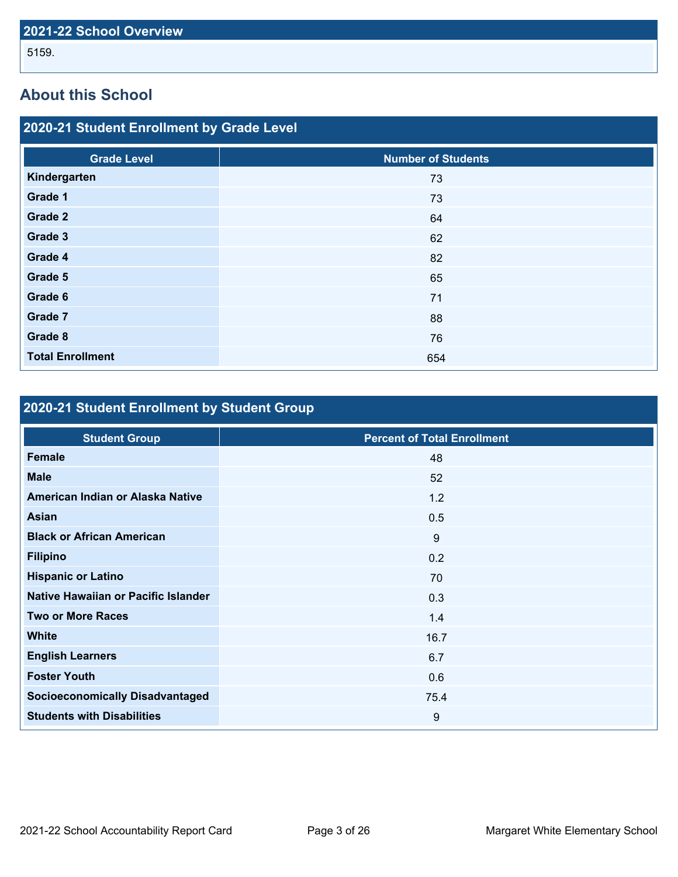## 2021-22 School Overview

5159.

## About this School

### 2020-21 Student Enrollment by Grade Level

| Grade Level | Number of Students |
| --- | --- |
| Kindergarten | 73 |
| Grade 1 | 73 |
| Grade 2 | 64 |
| Grade 3 | 62 |
| Grade 4 | 82 |
| Grade 5 | 65 |
| Grade 6 | 71 |
| Grade 7 | 88 |
| Grade 8 | 76 |
| Total Enrollment | 654 |

### 2020-21 Student Enrollment by Student Group

| Student Group | Percent of Total Enrollment |
| --- | --- |
| Female | 48 |
| Male | 52 |
| American Indian or Alaska Native | 1.2 |
| Asian | 0.5 |
| Black or African American | 9 |
| Filipino | 0.2 |
| Hispanic or Latino | 70 |
| Native Hawaiian or Pacific Islander | 0.3 |
| Two or More Races | 1.4 |
| White | 16.7 |
| English Learners | 6.7 |
| Foster Youth | 0.6 |
| Socioeconomically Disadvantaged | 75.4 |
| Students with Disabilities | 9 |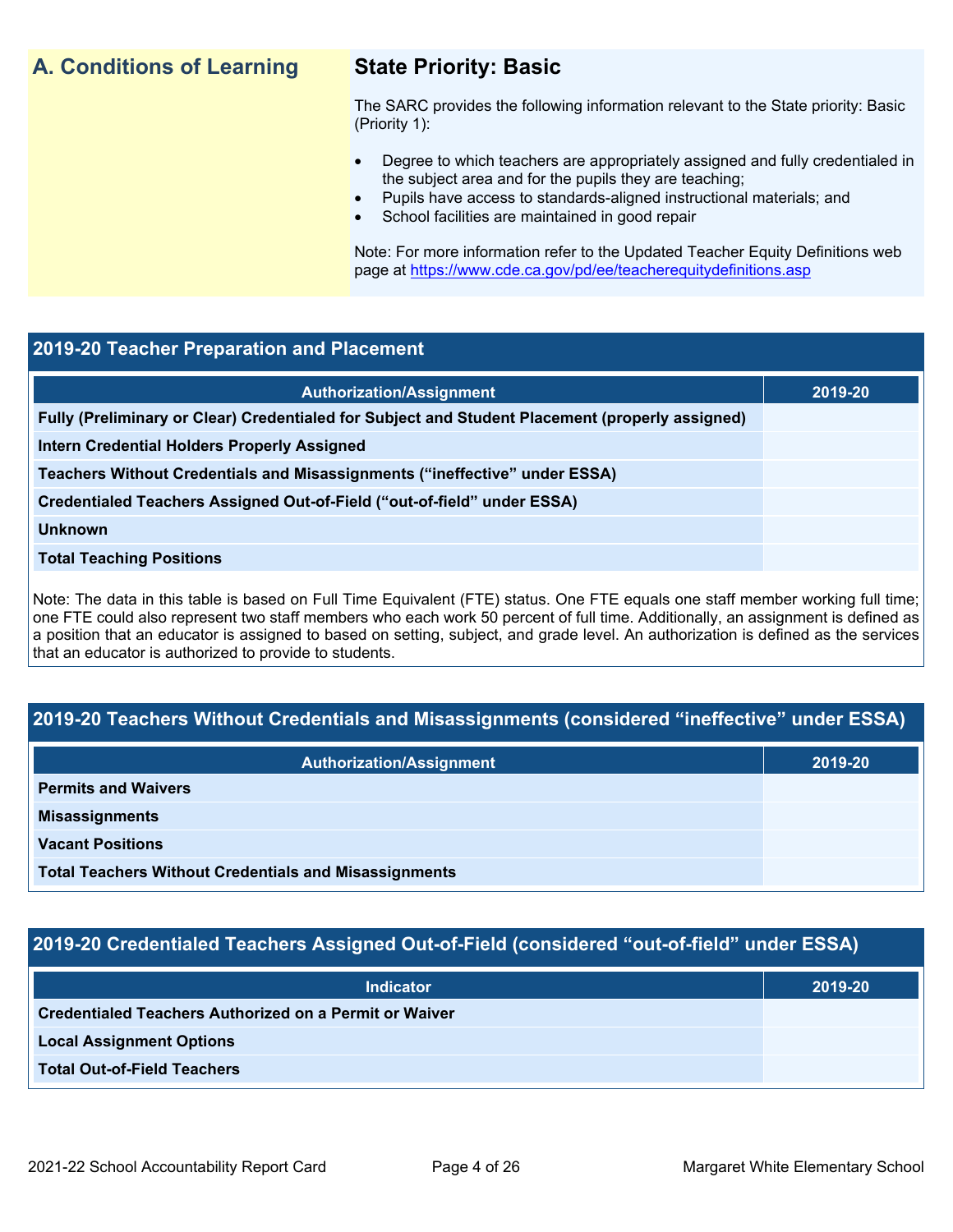## A. Conditions of Learning

### State Priority: Basic

The SARC provides the following information relevant to the State priority: Basic (Priority 1):

- Degree to which teachers are appropriately assigned and fully credentialed in the subject area and for the pupils they are teaching;
- Pupils have access to standards-aligned instructional materials; and
- School facilities are maintained in good repair

Note: For more information refer to the Updated Teacher Equity Definitions web page at https://www.cde.ca.gov/pd/ee/teacherequitydefinitions.asp

### 2019-20 Teacher Preparation and Placement

| Authorization/Assignment | 2019-20 |
|---|---|
| Fully (Preliminary or Clear) Credentialed for Subject and Student Placement (properly assigned) | |
| Intern Credential Holders Properly Assigned | |
| Teachers Without Credentials and Misassignments ("ineffective" under ESSA) | |
| Credentialed Teachers Assigned Out-of-Field ("out-of-field" under ESSA) | |
| Unknown | |
| Total Teaching Positions | |

Note: The data in this table is based on Full Time Equivalent (FTE) status. One FTE equals one staff member working full time; one FTE could also represent two staff members who each work 50 percent of full time. Additionally, an assignment is defined as a position that an educator is assigned to based on setting, subject, and grade level. An authorization is defined as the services that an educator is authorized to provide to students.

### 2019-20 Teachers Without Credentials and Misassignments (considered "ineffective" under ESSA)

| Authorization/Assignment | 2019-20 |
|---|---|
| Permits and Waivers | |
| Misassignments | |
| Vacant Positions | |
| Total Teachers Without Credentials and Misassignments | |

### 2019-20 Credentialed Teachers Assigned Out-of-Field (considered "out-of-field" under ESSA)

| Indicator | 2019-20 |
|---|---|
| Credentialed Teachers Authorized on a Permit or Waiver | |
| Local Assignment Options | |
| Total Out-of-Field Teachers | |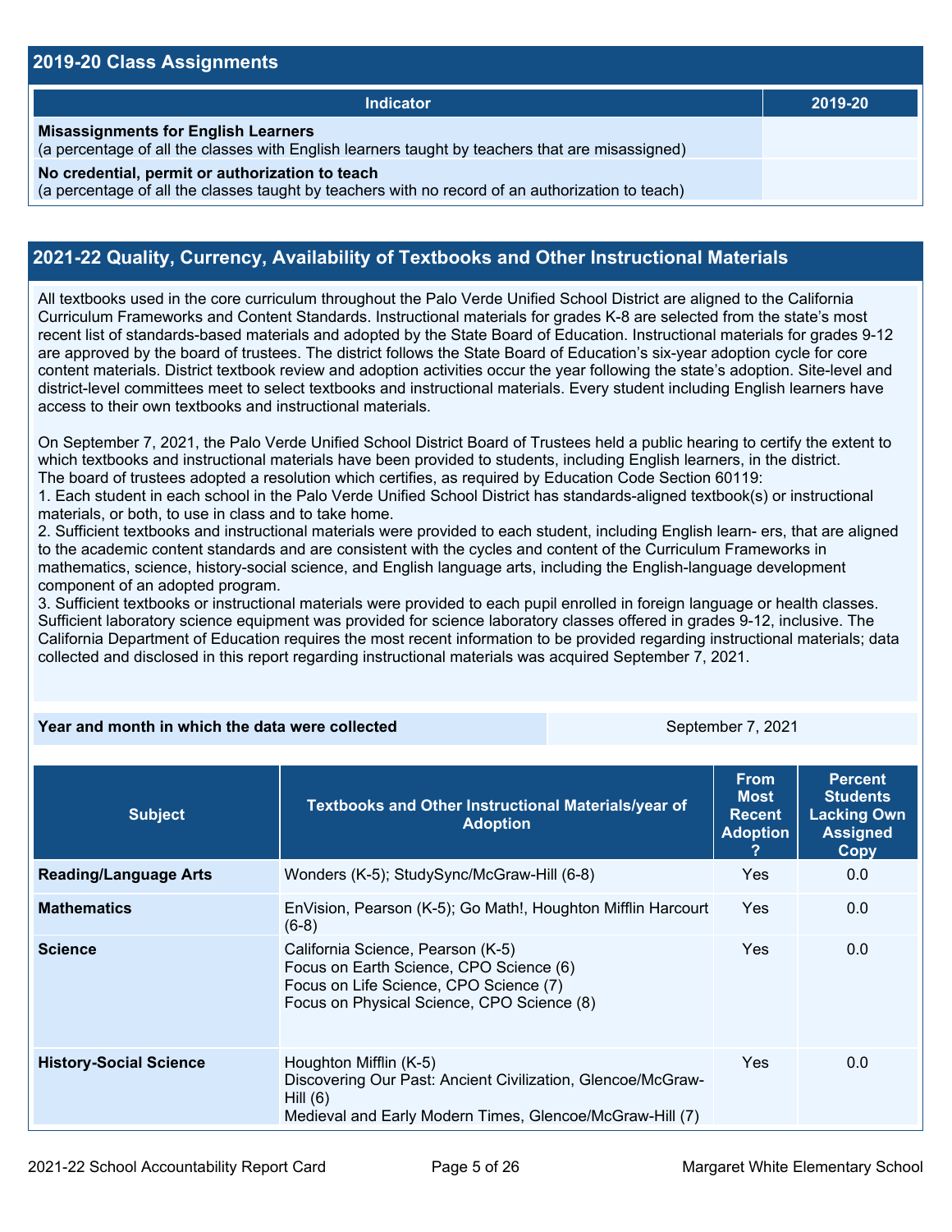## 2019-20 Class Assignments

| Indicator | 2019-20 |
|---|---|
| **Misassignments for English Learners** (a percentage of all the classes with English learners taught by teachers that are misassigned) | |
| **No credential, permit or authorization to teach** (a percentage of all the classes taught by teachers with no record of an authorization to teach) | |

## 2021-22 Quality, Currency, Availability of Textbooks and Other Instructional Materials

All textbooks used in the core curriculum throughout the Palo Verde Unified School District are aligned to the California Curriculum Frameworks and Content Standards. Instructional materials for grades K-8 are selected from the state's most recent list of standards-based materials and adopted by the State Board of Education. Instructional materials for grades 9-12 are approved by the board of trustees. The district follows the State Board of Education's six-year adoption cycle for core content materials. District textbook review and adoption activities occur the year following the state's adoption. Site-level and district-level committees meet to select textbooks and instructional materials. Every student including English learners have access to their own textbooks and instructional materials.

On September 7, 2021, the Palo Verde Unified School District Board of Trustees held a public hearing to certify the extent to which textbooks and instructional materials have been provided to students, including English learners, in the district.
The board of trustees adopted a resolution which certifies, as required by Education Code Section 60119:
1. Each student in each school in the Palo Verde Unified School District has standards-aligned textbook(s) or instructional materials, or both, to use in class and to take home.
2. Sufficient textbooks and instructional materials were provided to each student, including English learn- ers, that are aligned to the academic content standards and are consistent with the cycles and content of the Curriculum Frameworks in mathematics, science, history-social science, and English language arts, including the English-language development component of an adopted program.
3. Sufficient textbooks or instructional materials were provided to each pupil enrolled in foreign language or health classes. Sufficient laboratory science equipment was provided for science laboratory classes offered in grades 9-12, inclusive. The California Department of Education requires the most recent information to be provided regarding instructional materials; data collected and disclosed in this report regarding instructional materials was acquired September 7, 2021.

| Year and month in which the data were collected | September 7, 2021 |
|---|---|

| Subject | Textbooks and Other Instructional Materials/year of Adoption | From Most Recent Adoption ? | Percent Students Lacking Own Assigned Copy |
|---|---|---|---|
| **Reading/Language Arts** | Wonders (K-5); StudySync/McGraw-Hill (6-8) | Yes | 0.0 |
| **Mathematics** | EnVision, Pearson (K-5); Go Math!, Houghton Mifflin Harcourt (6-8) | Yes | 0.0 |
| **Science** | California Science, Pearson (K-5)<br>Focus on Earth Science, CPO Science (6)<br>Focus on Life Science, CPO Science (7)<br>Focus on Physical Science, CPO Science (8) | Yes | 0.0 |
| **History-Social Science** | Houghton Mifflin (K-5)<br>Discovering Our Past: Ancient Civilization, Glencoe/McGraw-Hill (6)<br>Medieval and Early Modern Times, Glencoe/McGraw-Hill (7) | Yes | 0.0 |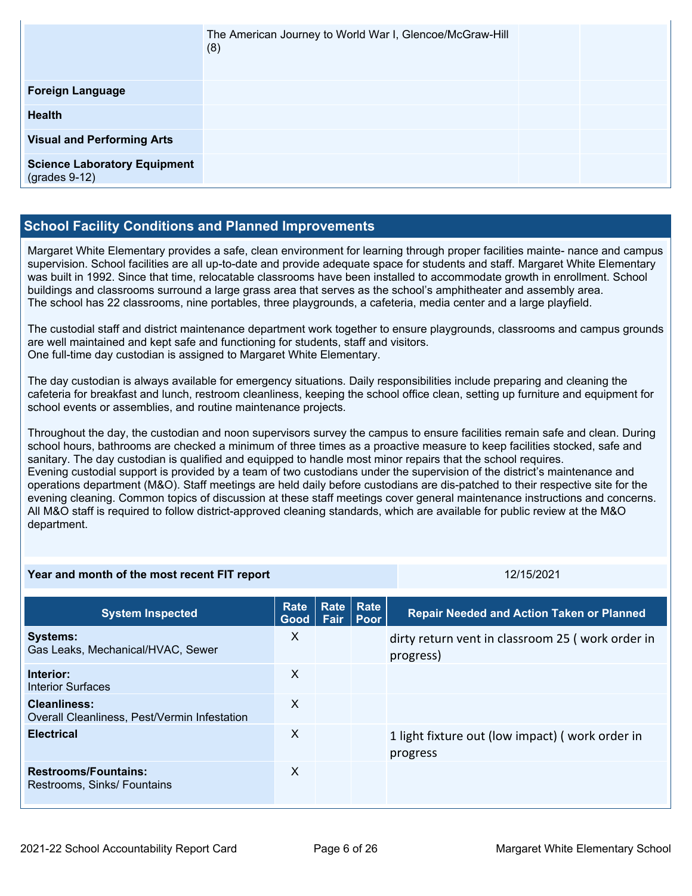| | | | |
|---|---|---|---|
| | The American Journey to World War I, Glencoe/McGraw-Hill (8) | | |
| **Foreign Language** | | | |
| **Health** | | | |
| **Visual and Performing Arts** | | | |
| **Science Laboratory Equipment** (grades 9-12) | | | |

## School Facility Conditions and Planned Improvements

Margaret White Elementary provides a safe, clean environment for learning through proper facilities mainte- nance and campus supervision. School facilities are all up-to-date and provide adequate space for students and staff. Margaret White Elementary was built in 1992. Since that time, relocatable classrooms have been installed to accommodate growth in enrollment. School buildings and classrooms surround a large grass area that serves as the school's amphitheater and assembly area.
The school has 22 classrooms, nine portables, three playgrounds, a cafeteria, media center and a large playfield.

The custodial staff and district maintenance department work together to ensure playgrounds, classrooms and campus grounds are well maintained and kept safe and functioning for students, staff and visitors.
One full-time day custodian is assigned to Margaret White Elementary.

The day custodian is always available for emergency situations. Daily responsibilities include preparing and cleaning the cafeteria for breakfast and lunch, restroom cleanliness, keeping the school office clean, setting up furniture and equipment for school events or assemblies, and routine maintenance projects.

Throughout the day, the custodian and noon supervisors survey the campus to ensure facilities remain safe and clean. During school hours, bathrooms are checked a minimum of three times as a proactive measure to keep facilities stocked, safe and sanitary. The day custodian is qualified and equipped to handle most minor repairs that the school requires.
Evening custodial support is provided by a team of two custodians under the supervision of the district's maintenance and operations department (M&O). Staff meetings are held daily before custodians are dis-patched to their respective site for the evening cleaning. Common topics of discussion at these staff meetings cover general maintenance instructions and concerns. All M&O staff is required to follow district-approved cleaning standards, which are available for public review at the M&O department.

| Year and month of the most recent FIT report | 12/15/2021 |
|---|---|

| System Inspected | Rate Good | Rate Fair | Rate Poor | Repair Needed and Action Taken or Planned |
|---|---|---|---|---|
| **Systems:** Gas Leaks, Mechanical/HVAC, Sewer | X | | | dirty return vent in classroom 25 ( work order in progress) |
| **Interior:** Interior Surfaces | X | | | |
| **Cleanliness:** Overall Cleanliness, Pest/Vermin Infestation | X | | | |
| **Electrical** | X | | | 1 light fixture out (low impact) ( work order in progress |
| **Restrooms/Fountains:** Restrooms, Sinks/ Fountains | X | | | |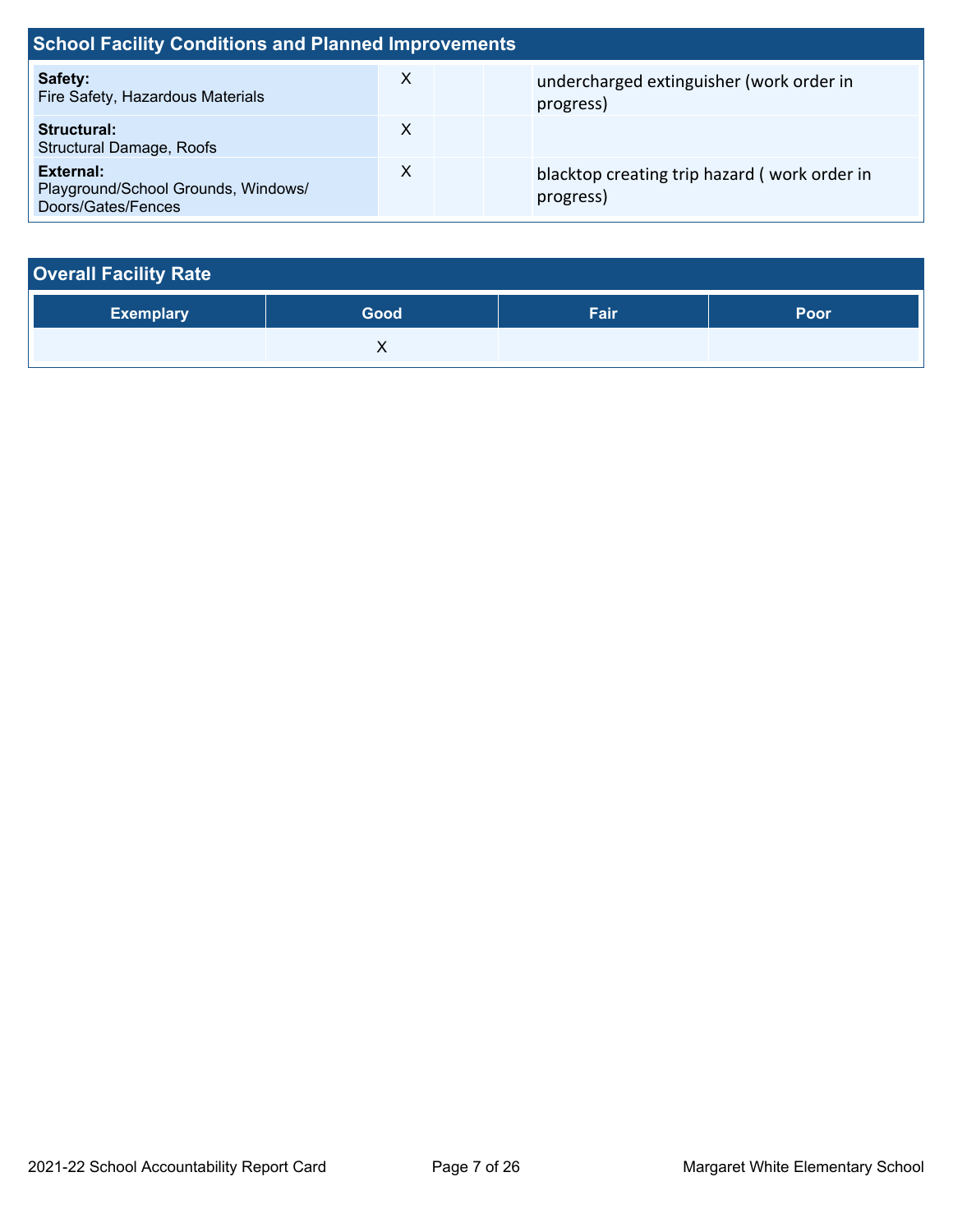## School Facility Conditions and Planned Improvements

| System Inspected | Good | Fair | Poor | Repair Needed and Action Taken or Planned |
|---|---|---|---|---|
| **Safety:** Fire Safety, Hazardous Materials | X | | | undercharged extinguisher (work order in progress) |
| **Structural:** Structural Damage, Roofs | X | | | |
| **External:** Playground/School Grounds, Windows/ Doors/Gates/Fences | X | | | blacktop creating trip hazard ( work order in progress) |

## Overall Facility Rate

| Exemplary | Good | Fair | Poor |
|---|---|---|---|
| | X | | |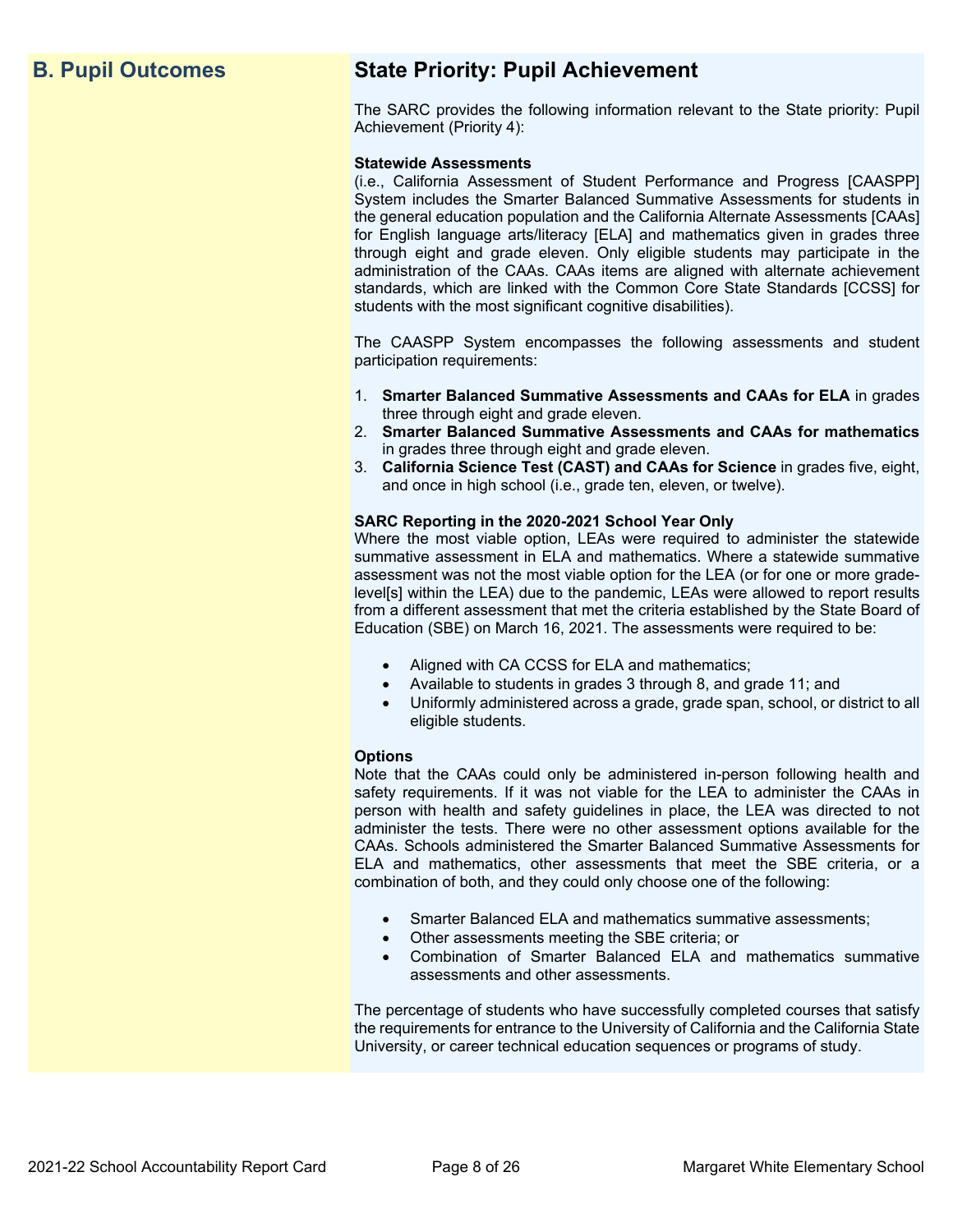## B. Pupil Outcomes

## State Priority: Pupil Achievement

The SARC provides the following information relevant to the State priority: Pupil Achievement (Priority 4):

**Statewide Assessments**
(i.e., California Assessment of Student Performance and Progress [CAASPP] System includes the Smarter Balanced Summative Assessments for students in the general education population and the California Alternate Assessments [CAAs] for English language arts/literacy [ELA] and mathematics given in grades three through eight and grade eleven. Only eligible students may participate in the administration of the CAAs. CAAs items are aligned with alternate achievement standards, which are linked with the Common Core State Standards [CCSS] for students with the most significant cognitive disabilities).

The CAASPP System encompasses the following assessments and student participation requirements:

1. **Smarter Balanced Summative Assessments and CAAs for ELA** in grades three through eight and grade eleven.
2. **Smarter Balanced Summative Assessments and CAAs for mathematics** in grades three through eight and grade eleven.
3. **California Science Test (CAST) and CAAs for Science** in grades five, eight, and once in high school (i.e., grade ten, eleven, or twelve).

**SARC Reporting in the 2020-2021 School Year Only**
Where the most viable option, LEAs were required to administer the statewide summative assessment in ELA and mathematics. Where a statewide summative assessment was not the most viable option for the LEA (or for one or more grade-level[s] within the LEA) due to the pandemic, LEAs were allowed to report results from a different assessment that met the criteria established by the State Board of Education (SBE) on March 16, 2021. The assessments were required to be:

- Aligned with CA CCSS for ELA and mathematics;
- Available to students in grades 3 through 8, and grade 11; and
- Uniformly administered across a grade, grade span, school, or district to all eligible students.

**Options**
Note that the CAAs could only be administered in-person following health and safety requirements. If it was not viable for the LEA to administer the CAAs in person with health and safety guidelines in place, the LEA was directed to not administer the tests. There were no other assessment options available for the CAAs. Schools administered the Smarter Balanced Summative Assessments for ELA and mathematics, other assessments that meet the SBE criteria, or a combination of both, and they could only choose one of the following:

- Smarter Balanced ELA and mathematics summative assessments;
- Other assessments meeting the SBE criteria; or
- Combination of Smarter Balanced ELA and mathematics summative assessments and other assessments.

The percentage of students who have successfully completed courses that satisfy the requirements for entrance to the University of California and the California State University, or career technical education sequences or programs of study.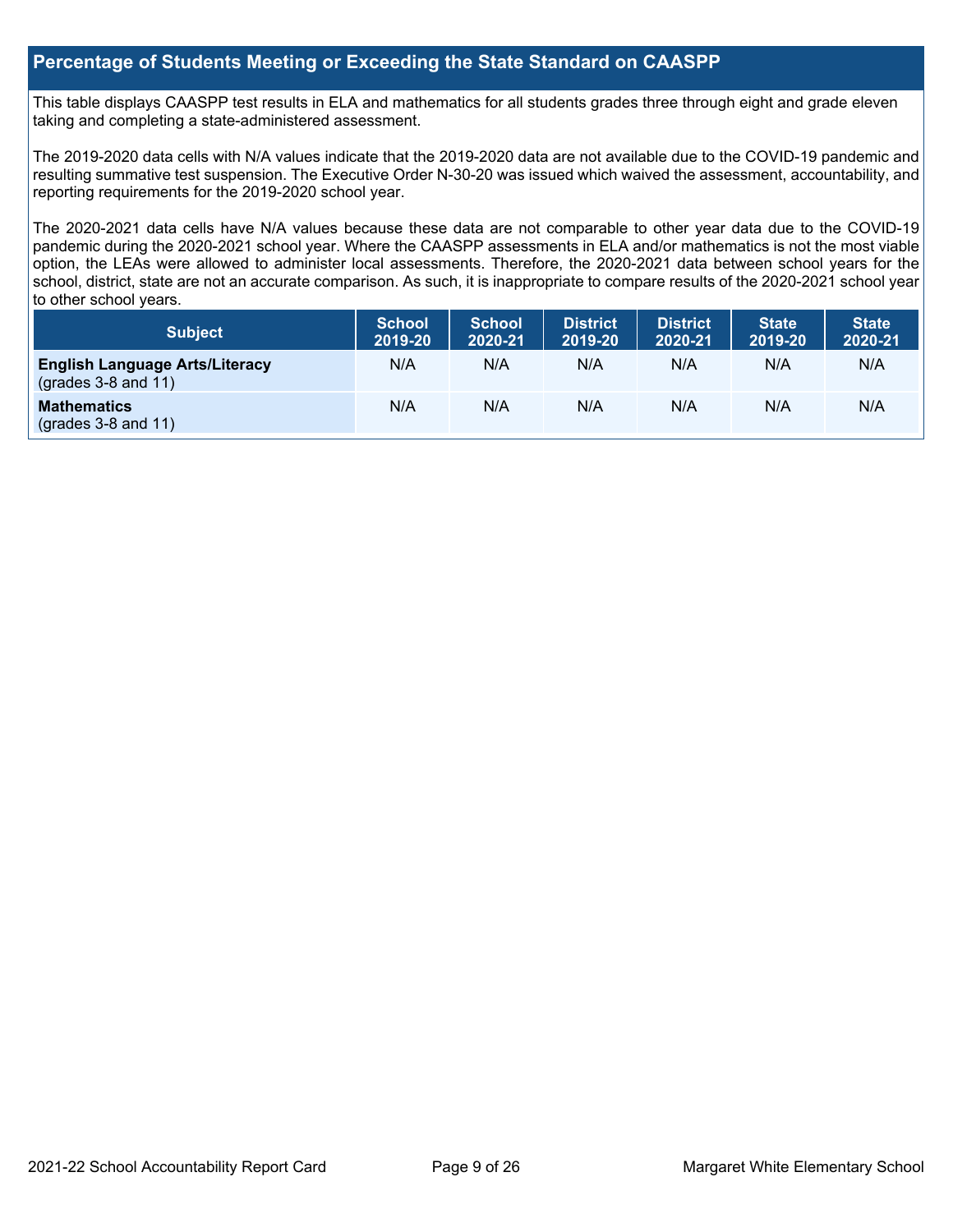## Percentage of Students Meeting or Exceeding the State Standard on CAASPP

This table displays CAASPP test results in ELA and mathematics for all students grades three through eight and grade eleven taking and completing a state-administered assessment.

The 2019-2020 data cells with N/A values indicate that the 2019-2020 data are not available due to the COVID-19 pandemic and resulting summative test suspension. The Executive Order N-30-20 was issued which waived the assessment, accountability, and reporting requirements for the 2019-2020 school year.

The 2020-2021 data cells have N/A values because these data are not comparable to other year data due to the COVID-19 pandemic during the 2020-2021 school year. Where the CAASPP assessments in ELA and/or mathematics is not the most viable option, the LEAs were allowed to administer local assessments. Therefore, the 2020-2021 data between school years for the school, district, state are not an accurate comparison. As such, it is inappropriate to compare results of the 2020-2021 school year to other school years.

| Subject | School 2019-20 | School 2020-21 | District 2019-20 | District 2020-21 | State 2019-20 | State 2020-21 |
|---|---|---|---|---|---|---|
| **English Language Arts/Literacy** (grades 3-8 and 11) | N/A | N/A | N/A | N/A | N/A | N/A |
| **Mathematics** (grades 3-8 and 11) | N/A | N/A | N/A | N/A | N/A | N/A |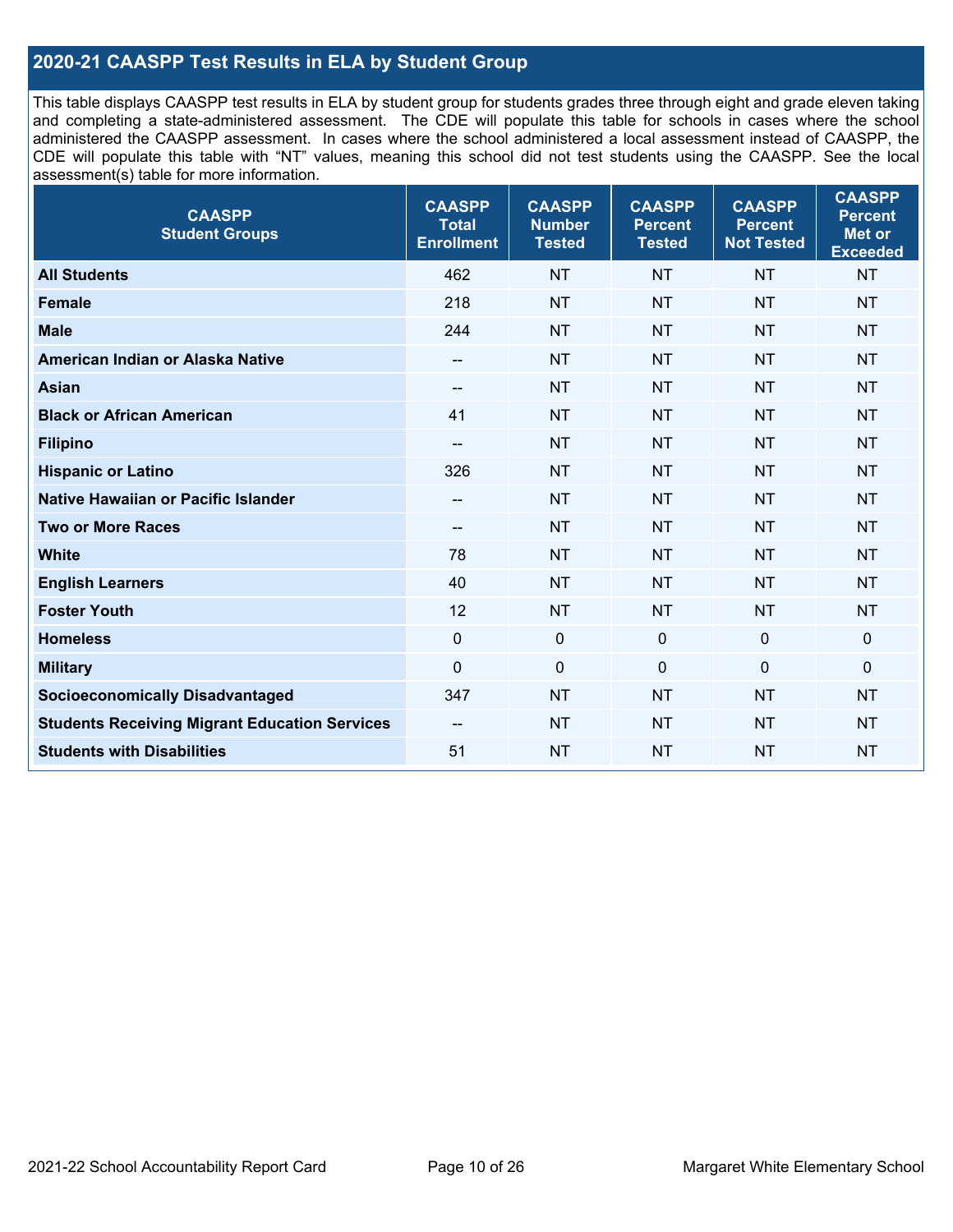## 2020-21 CAASPP Test Results in ELA by Student Group

This table displays CAASPP test results in ELA by student group for students grades three through eight and grade eleven taking and completing a state-administered assessment. The CDE will populate this table for schools in cases where the school administered the CAASPP assessment. In cases where the school administered a local assessment instead of CAASPP, the CDE will populate this table with "NT" values, meaning this school did not test students using the CAASPP. See the local assessment(s) table for more information.

| CAASPP Student Groups | CAASPP Total Enrollment | CAASPP Number Tested | CAASPP Percent Tested | CAASPP Percent Not Tested | CAASPP Percent Met or Exceeded |
|---|---|---|---|---|---|
| **All Students** | 462 | NT | NT | NT | NT |
| **Female** | 218 | NT | NT | NT | NT |
| **Male** | 244 | NT | NT | NT | NT |
| **American Indian or Alaska Native** | -- | NT | NT | NT | NT |
| **Asian** | -- | NT | NT | NT | NT |
| **Black or African American** | 41 | NT | NT | NT | NT |
| **Filipino** | -- | NT | NT | NT | NT |
| **Hispanic or Latino** | 326 | NT | NT | NT | NT |
| **Native Hawaiian or Pacific Islander** | -- | NT | NT | NT | NT |
| **Two or More Races** | -- | NT | NT | NT | NT |
| **White** | 78 | NT | NT | NT | NT |
| **English Learners** | 40 | NT | NT | NT | NT |
| **Foster Youth** | 12 | NT | NT | NT | NT |
| **Homeless** | 0 | 0 | 0 | 0 | 0 |
| **Military** | 0 | 0 | 0 | 0 | 0 |
| **Socioeconomically Disadvantaged** | 347 | NT | NT | NT | NT |
| **Students Receiving Migrant Education Services** | -- | NT | NT | NT | NT |
| **Students with Disabilities** | 51 | NT | NT | NT | NT |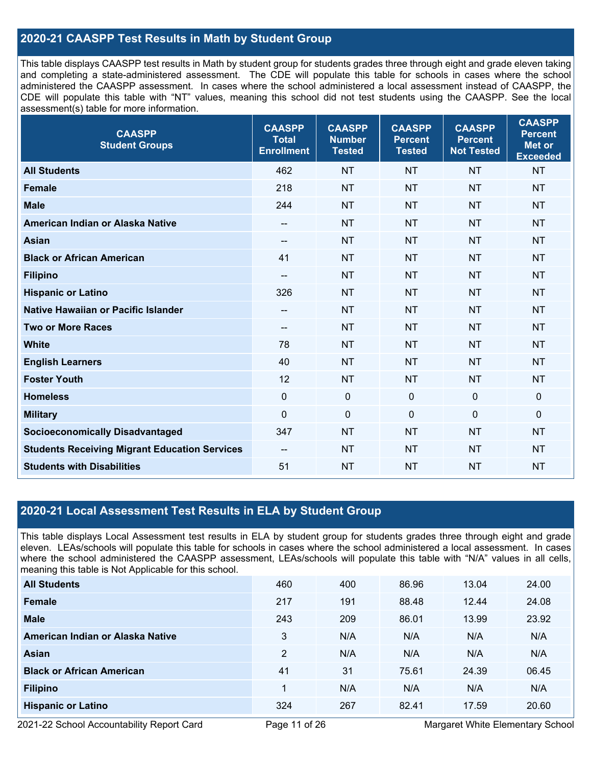## 2020-21 CAASPP Test Results in Math by Student Group

This table displays CAASPP test results in Math by student group for students grades three through eight and grade eleven taking and completing a state-administered assessment. The CDE will populate this table for schools in cases where the school administered the CAASPP assessment. In cases where the school administered a local assessment instead of CAASPP, the CDE will populate this table with "NT" values, meaning this school did not test students using the CAASPP. See the local assessment(s) table for more information.

| CAASPP Student Groups | CAASPP Total Enrollment | CAASPP Number Tested | CAASPP Percent Tested | CAASPP Percent Not Tested | CAASPP Percent Met or Exceeded |
|---|---|---|---|---|---|
| **All Students** | 462 | NT | NT | NT | NT |
| **Female** | 218 | NT | NT | NT | NT |
| **Male** | 244 | NT | NT | NT | NT |
| **American Indian or Alaska Native** | -- | NT | NT | NT | NT |
| **Asian** | -- | NT | NT | NT | NT |
| **Black or African American** | 41 | NT | NT | NT | NT |
| **Filipino** | -- | NT | NT | NT | NT |
| **Hispanic or Latino** | 326 | NT | NT | NT | NT |
| **Native Hawaiian or Pacific Islander** | -- | NT | NT | NT | NT |
| **Two or More Races** | -- | NT | NT | NT | NT |
| **White** | 78 | NT | NT | NT | NT |
| **English Learners** | 40 | NT | NT | NT | NT |
| **Foster Youth** | 12 | NT | NT | NT | NT |
| **Homeless** | 0 | 0 | 0 | 0 | 0 |
| **Military** | 0 | 0 | 0 | 0 | 0 |
| **Socioeconomically Disadvantaged** | 347 | NT | NT | NT | NT |
| **Students Receiving Migrant Education Services** | -- | NT | NT | NT | NT |
| **Students with Disabilities** | 51 | NT | NT | NT | NT |

## 2020-21 Local Assessment Test Results in ELA by Student Group

This table displays Local Assessment test results in ELA by student group for students grades three through eight and grade eleven. LEAs/schools will populate this table for schools in cases where the school administered a local assessment. In cases where the school administered the CAASPP assessment, LEAs/schools will populate this table with "N/A" values in all cells, meaning this table is Not Applicable for this school.

| | | | | | |
|---|---|---|---|---|---|
| **All Students** | 460 | 400 | 86.96 | 13.04 | 24.00 |
| **Female** | 217 | 191 | 88.48 | 12.44 | 24.08 |
| **Male** | 243 | 209 | 86.01 | 13.99 | 23.92 |
| **American Indian or Alaska Native** | 3 | N/A | N/A | N/A | N/A |
| **Asian** | 2 | N/A | N/A | N/A | N/A |
| **Black or African American** | 41 | 31 | 75.61 | 24.39 | 06.45 |
| **Filipino** | 1 | N/A | N/A | N/A | N/A |
| **Hispanic or Latino** | 324 | 267 | 82.41 | 17.59 | 20.60 |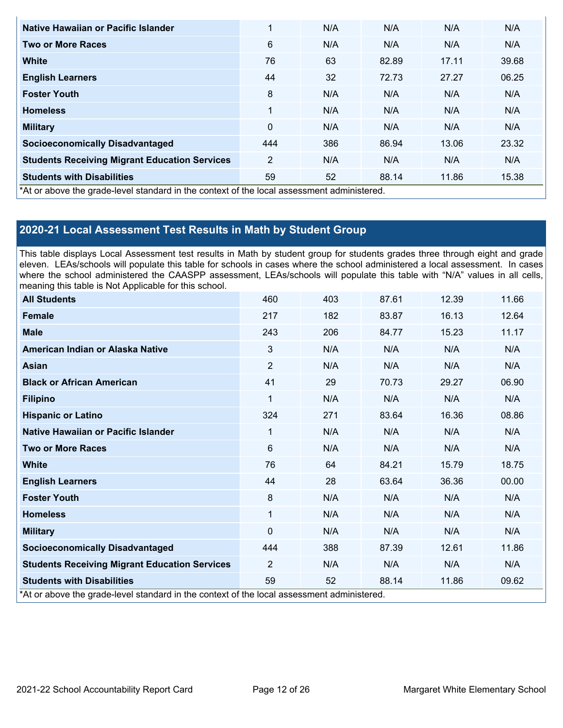| | | | | | |
|---|---|---|---|---|---|
| **Native Hawaiian or Pacific Islander** | 1 | N/A | N/A | N/A | N/A |
| **Two or More Races** | 6 | N/A | N/A | N/A | N/A |
| **White** | 76 | 63 | 82.89 | 17.11 | 39.68 |
| **English Learners** | 44 | 32 | 72.73 | 27.27 | 06.25 |
| **Foster Youth** | 8 | N/A | N/A | N/A | N/A |
| **Homeless** | 1 | N/A | N/A | N/A | N/A |
| **Military** | 0 | N/A | N/A | N/A | N/A |
| **Socioeconomically Disadvantaged** | 444 | 386 | 86.94 | 13.06 | 23.32 |
| **Students Receiving Migrant Education Services** | 2 | N/A | N/A | N/A | N/A |
| **Students with Disabilities** | 59 | 52 | 88.14 | 11.86 | 15.38 |

*At or above the grade-level standard in the context of the local assessment administered.

## 2020-21 Local Assessment Test Results in Math by Student Group

This table displays Local Assessment test results in Math by student group for students grades three through eight and grade eleven. LEAs/schools will populate this table for schools in cases where the school administered a local assessment. In cases where the school administered the CAASPP assessment, LEAs/schools will populate this table with "N/A" values in all cells, meaning this table is Not Applicable for this school.

| | | | | | |
|---|---|---|---|---|---|
| **All Students** | 460 | 403 | 87.61 | 12.39 | 11.66 |
| **Female** | 217 | 182 | 83.87 | 16.13 | 12.64 |
| **Male** | 243 | 206 | 84.77 | 15.23 | 11.17 |
| **American Indian or Alaska Native** | 3 | N/A | N/A | N/A | N/A |
| **Asian** | 2 | N/A | N/A | N/A | N/A |
| **Black or African American** | 41 | 29 | 70.73 | 29.27 | 06.90 |
| **Filipino** | 1 | N/A | N/A | N/A | N/A |
| **Hispanic or Latino** | 324 | 271 | 83.64 | 16.36 | 08.86 |
| **Native Hawaiian or Pacific Islander** | 1 | N/A | N/A | N/A | N/A |
| **Two or More Races** | 6 | N/A | N/A | N/A | N/A |
| **White** | 76 | 64 | 84.21 | 15.79 | 18.75 |
| **English Learners** | 44 | 28 | 63.64 | 36.36 | 00.00 |
| **Foster Youth** | 8 | N/A | N/A | N/A | N/A |
| **Homeless** | 1 | N/A | N/A | N/A | N/A |
| **Military** | 0 | N/A | N/A | N/A | N/A |
| **Socioeconomically Disadvantaged** | 444 | 388 | 87.39 | 12.61 | 11.86 |
| **Students Receiving Migrant Education Services** | 2 | N/A | N/A | N/A | N/A |
| **Students with Disabilities** | 59 | 52 | 88.14 | 11.86 | 09.62 |

*At or above the grade-level standard in the context of the local assessment administered.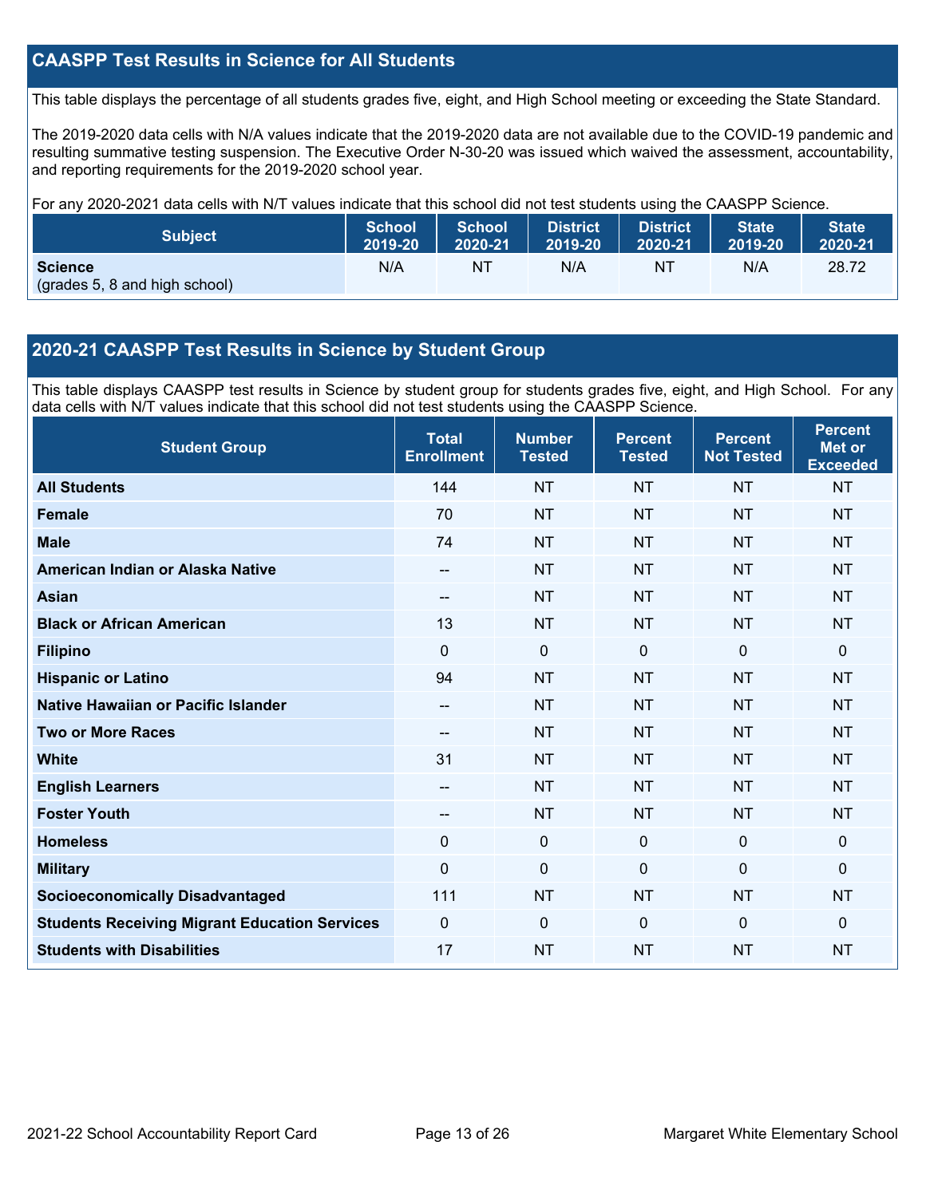## CAASPP Test Results in Science for All Students

This table displays the percentage of all students grades five, eight, and High School meeting or exceeding the State Standard.

The 2019-2020 data cells with N/A values indicate that the 2019-2020 data are not available due to the COVID-19 pandemic and resulting summative testing suspension. The Executive Order N-30-20 was issued which waived the assessment, accountability, and reporting requirements for the 2019-2020 school year.

For any 2020-2021 data cells with N/T values indicate that this school did not test students using the CAASPP Science.

| Subject | School 2019-20 | School 2020-21 | District 2019-20 | District 2020-21 | State 2019-20 | State 2020-21 |
|---|---|---|---|---|---|---|
| **Science** (grades 5, 8 and high school) | N/A | NT | N/A | NT | N/A | 28.72 |

## 2020-21 CAASPP Test Results in Science by Student Group

This table displays CAASPP test results in Science by student group for students grades five, eight, and High School. For any data cells with N/T values indicate that this school did not test students using the CAASPP Science.

| Student Group | Total Enrollment | Number Tested | Percent Tested | Percent Not Tested | Percent Met or Exceeded |
|---|---|---|---|---|---|
| **All Students** | 144 | NT | NT | NT | NT |
| **Female** | 70 | NT | NT | NT | NT |
| **Male** | 74 | NT | NT | NT | NT |
| **American Indian or Alaska Native** | -- | NT | NT | NT | NT |
| **Asian** | -- | NT | NT | NT | NT |
| **Black or African American** | 13 | NT | NT | NT | NT |
| **Filipino** | 0 | 0 | 0 | 0 | 0 |
| **Hispanic or Latino** | 94 | NT | NT | NT | NT |
| **Native Hawaiian or Pacific Islander** | -- | NT | NT | NT | NT |
| **Two or More Races** | -- | NT | NT | NT | NT |
| **White** | 31 | NT | NT | NT | NT |
| **English Learners** | -- | NT | NT | NT | NT |
| **Foster Youth** | -- | NT | NT | NT | NT |
| **Homeless** | 0 | 0 | 0 | 0 | 0 |
| **Military** | 0 | 0 | 0 | 0 | 0 |
| **Socioeconomically Disadvantaged** | 111 | NT | NT | NT | NT |
| **Students Receiving Migrant Education Services** | 0 | 0 | 0 | 0 | 0 |
| **Students with Disabilities** | 17 | NT | NT | NT | NT |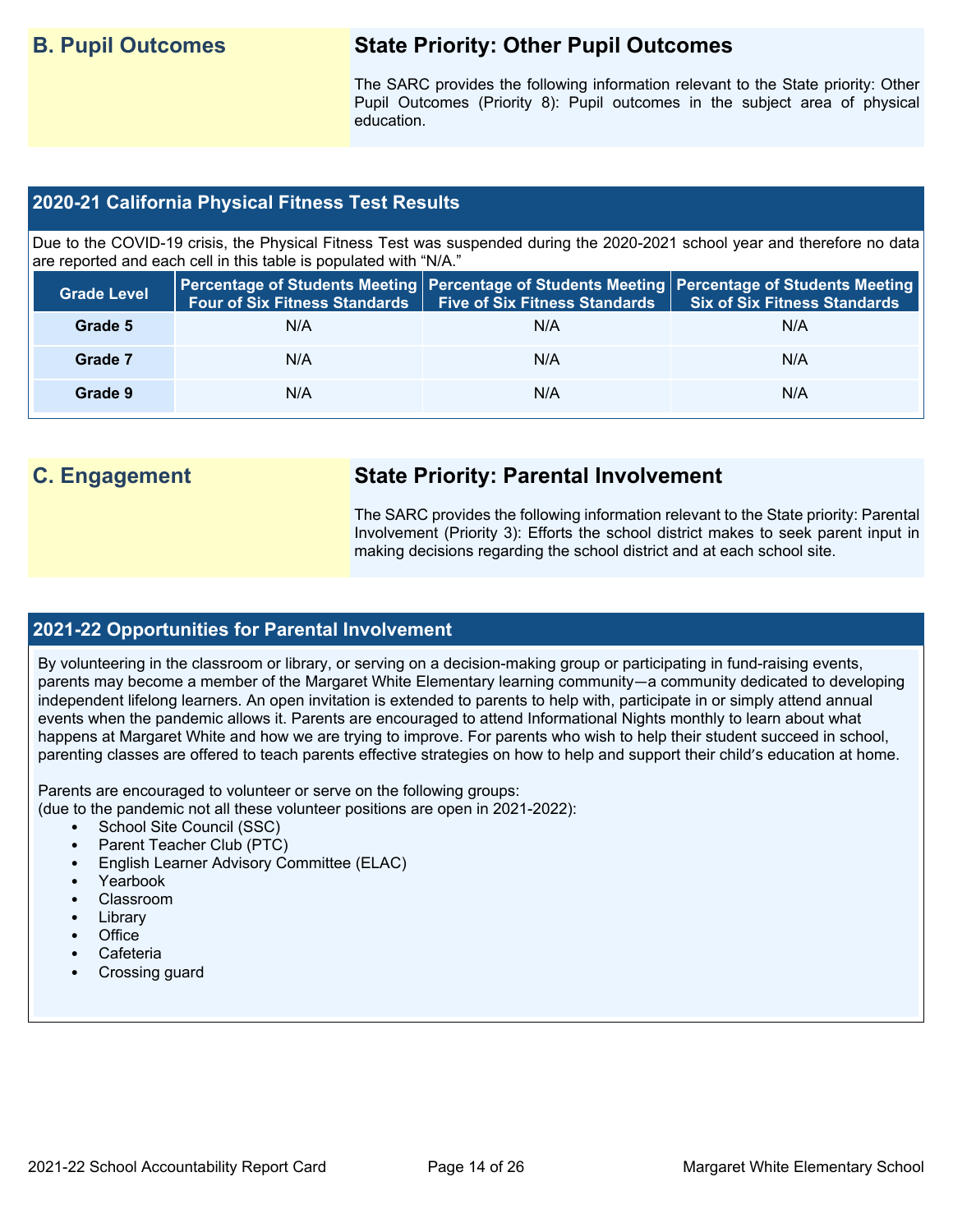## B. Pupil Outcomes

### State Priority: Other Pupil Outcomes

The SARC provides the following information relevant to the State priority: Other Pupil Outcomes (Priority 8): Pupil outcomes in the subject area of physical education.

### 2020-21 California Physical Fitness Test Results

Due to the COVID-19 crisis, the Physical Fitness Test was suspended during the 2020-2021 school year and therefore no data are reported and each cell in this table is populated with "N/A."

| Grade Level | Percentage of Students Meeting Four of Six Fitness Standards | Percentage of Students Meeting Five of Six Fitness Standards | Percentage of Students Meeting Six of Six Fitness Standards |
|---|---|---|---|
| Grade 5 | N/A | N/A | N/A |
| Grade 7 | N/A | N/A | N/A |
| Grade 9 | N/A | N/A | N/A |

## C. Engagement

### State Priority: Parental Involvement

The SARC provides the following information relevant to the State priority: Parental Involvement (Priority 3): Efforts the school district makes to seek parent input in making decisions regarding the school district and at each school site.

### 2021-22 Opportunities for Parental Involvement

By volunteering in the classroom or library, or serving on a decision-making group or participating in fund-raising events, parents may become a member of the Margaret White Elementary learning community—a community dedicated to developing independent lifelong learners. An open invitation is extended to parents to help with, participate in or simply attend annual events when the pandemic allows it. Parents are encouraged to attend Informational Nights monthly to learn about what happens at Margaret White and how we are trying to improve. For parents who wish to help their student succeed in school, parenting classes are offered to teach parents effective strategies on how to help and support their child's education at home.

Parents are encouraged to volunteer or serve on the following groups:
(due to the pandemic not all these volunteer positions are open in 2021-2022):

- School Site Council (SSC)
- Parent Teacher Club (PTC)
- English Learner Advisory Committee (ELAC)
- Yearbook
- Classroom
- Library
- Office
- Cafeteria
- Crossing guard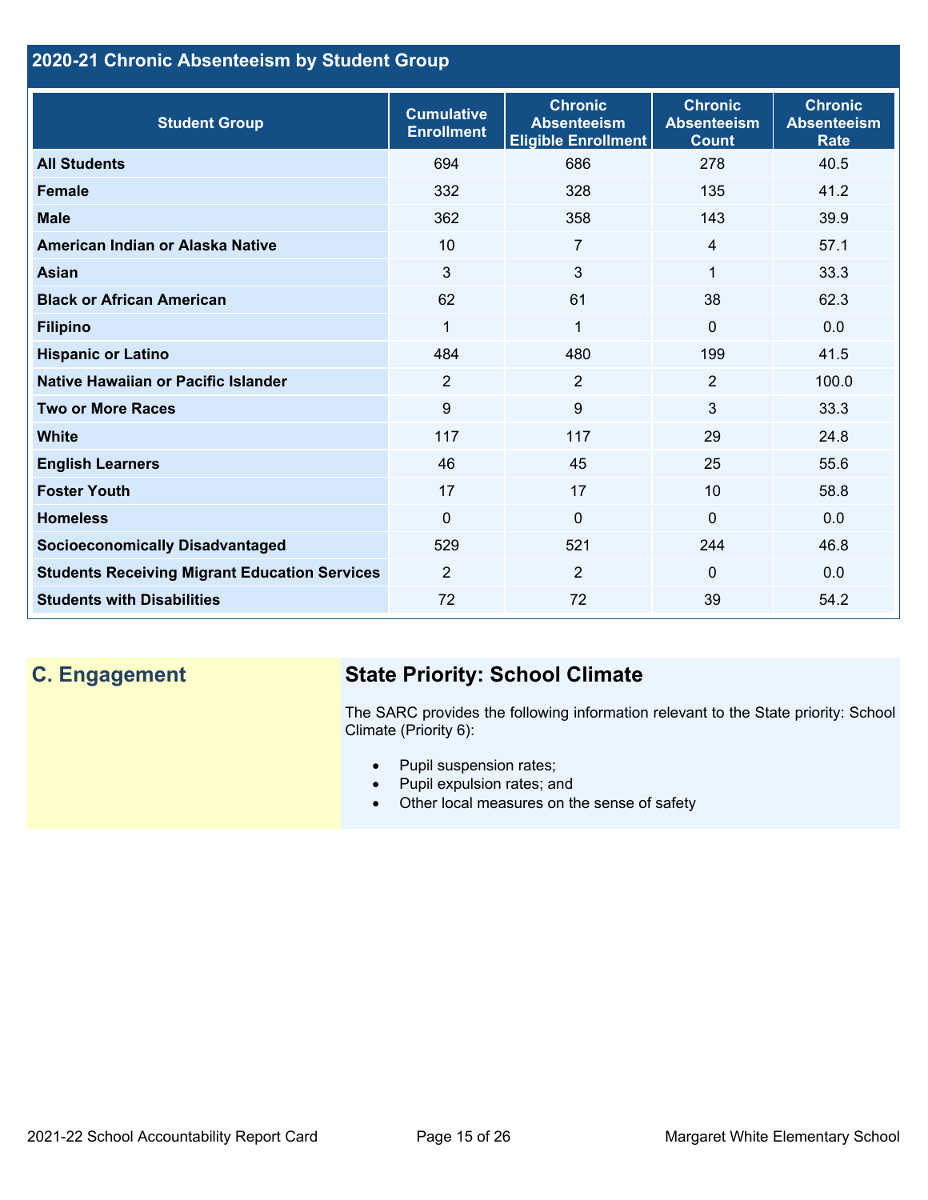## 2020-21 Chronic Absenteeism by Student Group

| Student Group | Cumulative Enrollment | Chronic Absenteeism Eligible Enrollment | Chronic Absenteeism Count | Chronic Absenteeism Rate |
|---|---|---|---|---|
| **All Students** | 694 | 686 | 278 | 40.5 |
| **Female** | 332 | 328 | 135 | 41.2 |
| **Male** | 362 | 358 | 143 | 39.9 |
| **American Indian or Alaska Native** | 10 | 7 | 4 | 57.1 |
| **Asian** | 3 | 3 | 1 | 33.3 |
| **Black or African American** | 62 | 61 | 38 | 62.3 |
| **Filipino** | 1 | 1 | 0 | 0.0 |
| **Hispanic or Latino** | 484 | 480 | 199 | 41.5 |
| **Native Hawaiian or Pacific Islander** | 2 | 2 | 2 | 100.0 |
| **Two or More Races** | 9 | 9 | 3 | 33.3 |
| **White** | 117 | 117 | 29 | 24.8 |
| **English Learners** | 46 | 45 | 25 | 55.6 |
| **Foster Youth** | 17 | 17 | 10 | 58.8 |
| **Homeless** | 0 | 0 | 0 | 0.0 |
| **Socioeconomically Disadvantaged** | 529 | 521 | 244 | 46.8 |
| **Students Receiving Migrant Education Services** | 2 | 2 | 0 | 0.0 |
| **Students with Disabilities** | 72 | 72 | 39 | 54.2 |

## C. Engagement

### State Priority: School Climate

The SARC provides the following information relevant to the State priority: School Climate (Priority 6):

- Pupil suspension rates;
- Pupil expulsion rates; and
- Other local measures on the sense of safety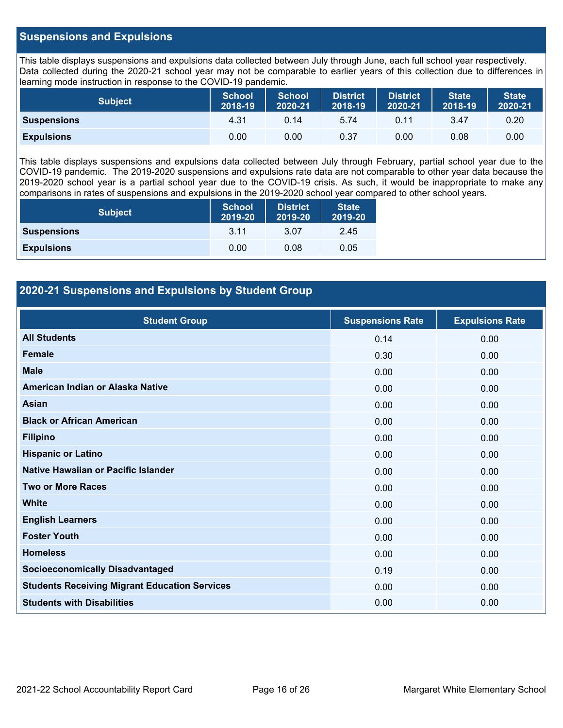## Suspensions and Expulsions

This table displays suspensions and expulsions data collected between July through June, each full school year respectively. Data collected during the 2020-21 school year may not be comparable to earlier years of this collection due to differences in learning mode instruction in response to the COVID-19 pandemic.

| Subject | School 2018-19 | School 2020-21 | District 2018-19 | District 2020-21 | State 2018-19 | State 2020-21 |
|---|---|---|---|---|---|---|
| **Suspensions** | 4.31 | 0.14 | 5.74 | 0.11 | 3.47 | 0.20 |
| **Expulsions** | 0.00 | 0.00 | 0.37 | 0.00 | 0.08 | 0.00 |

This table displays suspensions and expulsions data collected between July through February, partial school year due to the COVID-19 pandemic. The 2019-2020 suspensions and expulsions rate data are not comparable to other year data because the 2019-2020 school year is a partial school year due to the COVID-19 crisis. As such, it would be inappropriate to make any comparisons in rates of suspensions and expulsions in the 2019-2020 school year compared to other school years.

| Subject | School 2019-20 | District 2019-20 | State 2019-20 |
|---|---|---|---|
| **Suspensions** | 3.11 | 3.07 | 2.45 |
| **Expulsions** | 0.00 | 0.08 | 0.05 |

## 2020-21 Suspensions and Expulsions by Student Group

| Student Group | Suspensions Rate | Expulsions Rate |
|---|---|---|
| **All Students** | 0.14 | 0.00 |
| **Female** | 0.30 | 0.00 |
| **Male** | 0.00 | 0.00 |
| **American Indian or Alaska Native** | 0.00 | 0.00 |
| **Asian** | 0.00 | 0.00 |
| **Black or African American** | 0.00 | 0.00 |
| **Filipino** | 0.00 | 0.00 |
| **Hispanic or Latino** | 0.00 | 0.00 |
| **Native Hawaiian or Pacific Islander** | 0.00 | 0.00 |
| **Two or More Races** | 0.00 | 0.00 |
| **White** | 0.00 | 0.00 |
| **English Learners** | 0.00 | 0.00 |
| **Foster Youth** | 0.00 | 0.00 |
| **Homeless** | 0.00 | 0.00 |
| **Socioeconomically Disadvantaged** | 0.19 | 0.00 |
| **Students Receiving Migrant Education Services** | 0.00 | 0.00 |
| **Students with Disabilities** | 0.00 | 0.00 |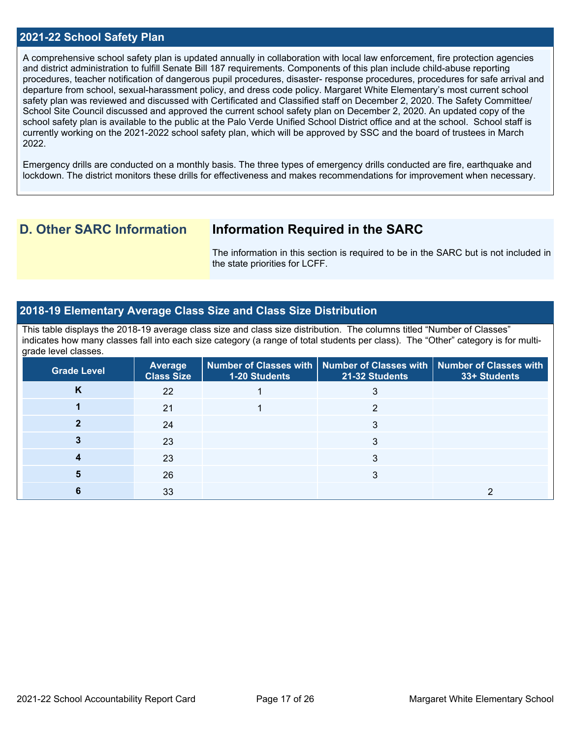## 2021-22 School Safety Plan

A comprehensive school safety plan is updated annually in collaboration with local law enforcement, fire protection agencies and district administration to fulfill Senate Bill 187 requirements. Components of this plan include child-abuse reporting procedures, teacher notification of dangerous pupil procedures, disaster- response procedures, procedures for safe arrival and departure from school, sexual-harassment policy, and dress code policy. Margaret White Elementary's most current school safety plan was reviewed and discussed with Certificated and Classified staff on December 2, 2020. The Safety Committee/ School Site Council discussed and approved the current school safety plan on December 2, 2020. An updated copy of the school safety plan is available to the public at the Palo Verde Unified School District office and at the school. School staff is currently working on the 2021-2022 school safety plan, which will be approved by SSC and the board of trustees in March 2022.

Emergency drills are conducted on a monthly basis. The three types of emergency drills conducted are fire, earthquake and lockdown. The district monitors these drills for effectiveness and makes recommendations for improvement when necessary.

## D. Other SARC Information

### Information Required in the SARC

The information in this section is required to be in the SARC but is not included in the state priorities for LCFF.

## 2018-19 Elementary Average Class Size and Class Size Distribution

This table displays the 2018-19 average class size and class size distribution. The columns titled "Number of Classes" indicates how many classes fall into each size category (a range of total students per class). The "Other" category is for multi-grade level classes.

| Grade Level | Average Class Size | Number of Classes with 1-20 Students | Number of Classes with 21-32 Students | Number of Classes with 33+ Students |
|---|---|---|---|---|
| K | 22 | 1 | 3 | |
| 1 | 21 | 1 | 2 | |
| 2 | 24 | | 3 | |
| 3 | 23 | | 3 | |
| 4 | 23 | | 3 | |
| 5 | 26 | | 3 | |
| 6 | 33 | | | 2 |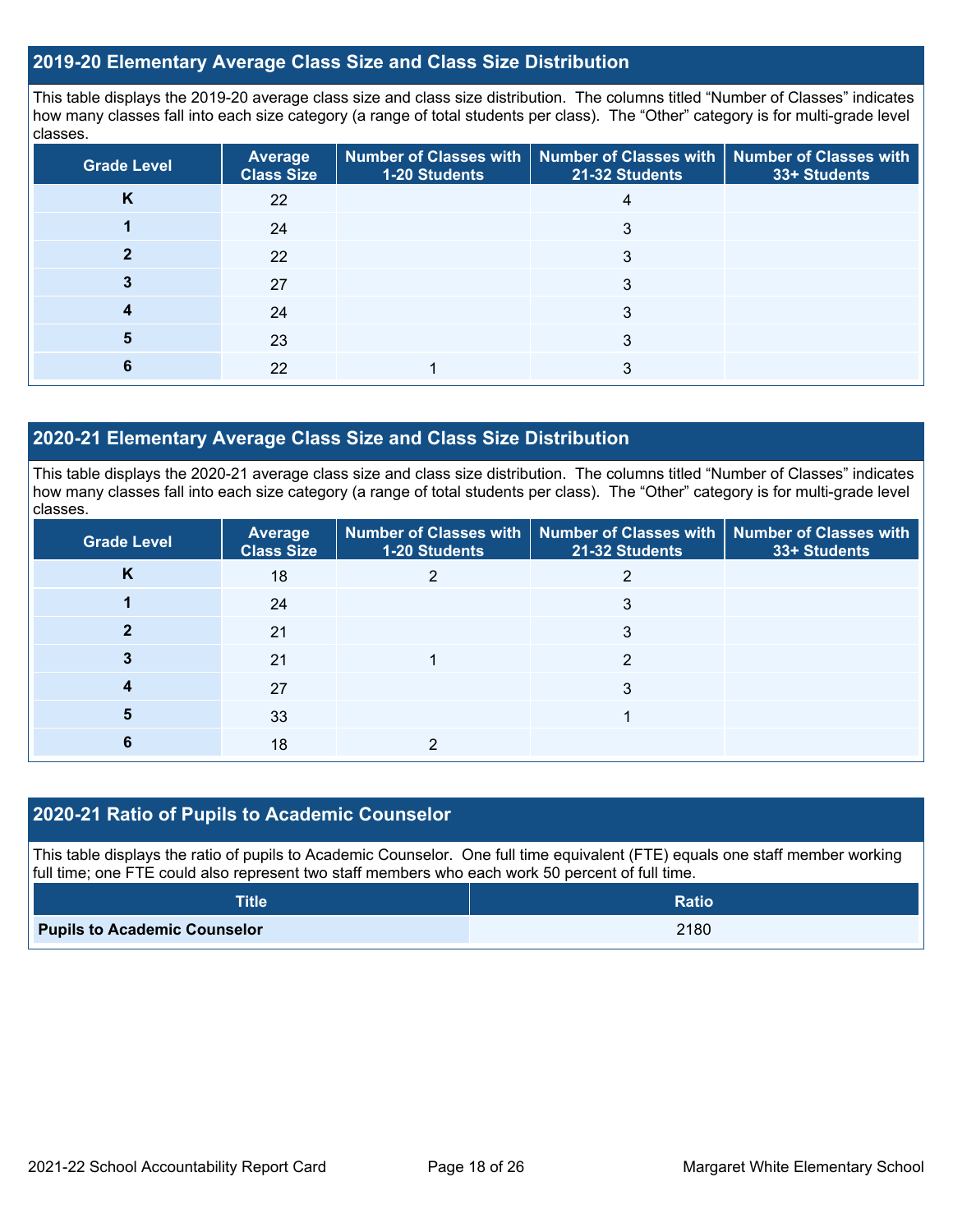## 2019-20 Elementary Average Class Size and Class Size Distribution

This table displays the 2019-20 average class size and class size distribution. The columns titled "Number of Classes" indicates how many classes fall into each size category (a range of total students per class). The "Other" category is for multi-grade level classes.

| Grade Level | Average Class Size | Number of Classes with 1-20 Students | Number of Classes with 21-32 Students | Number of Classes with 33+ Students |
|---|---|---|---|---|
| K | 22 | | 4 | |
| 1 | 24 | | 3 | |
| 2 | 22 | | 3 | |
| 3 | 27 | | 3 | |
| 4 | 24 | | 3 | |
| 5 | 23 | | 3 | |
| 6 | 22 | 1 | 3 | |

## 2020-21 Elementary Average Class Size and Class Size Distribution

This table displays the 2020-21 average class size and class size distribution. The columns titled "Number of Classes" indicates how many classes fall into each size category (a range of total students per class). The "Other" category is for multi-grade level classes.

| Grade Level | Average Class Size | Number of Classes with 1-20 Students | Number of Classes with 21-32 Students | Number of Classes with 33+ Students |
|---|---|---|---|---|
| K | 18 | 2 | 2 | |
| 1 | 24 | | 3 | |
| 2 | 21 | | 3 | |
| 3 | 21 | 1 | 2 | |
| 4 | 27 | | 3 | |
| 5 | 33 | | 1 | |
| 6 | 18 | 2 | | |

## 2020-21 Ratio of Pupils to Academic Counselor

This table displays the ratio of pupils to Academic Counselor. One full time equivalent (FTE) equals one staff member working full time; one FTE could also represent two staff members who each work 50 percent of full time.

| Title | Ratio |
|---|---|
| **Pupils to Academic Counselor** | 2180 |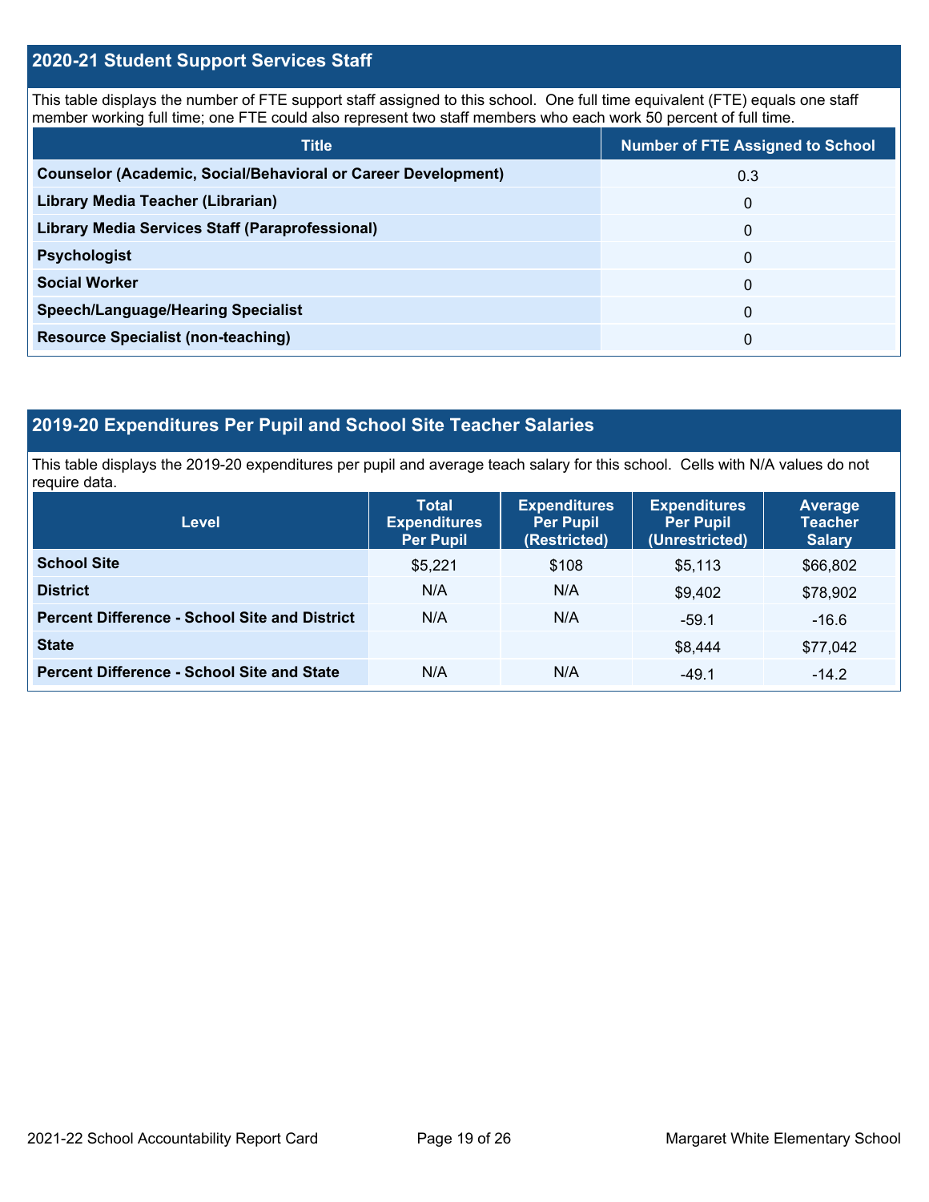## 2020-21 Student Support Services Staff

This table displays the number of FTE support staff assigned to this school. One full time equivalent (FTE) equals one staff member working full time; one FTE could also represent two staff members who each work 50 percent of full time.

| Title | Number of FTE Assigned to School |
|---|---|
| **Counselor (Academic, Social/Behavioral or Career Development)** | 0.3 |
| **Library Media Teacher (Librarian)** | 0 |
| **Library Media Services Staff (Paraprofessional)** | 0 |
| **Psychologist** | 0 |
| **Social Worker** | 0 |
| **Speech/Language/Hearing Specialist** | 0 |
| **Resource Specialist (non-teaching)** | 0 |

## 2019-20 Expenditures Per Pupil and School Site Teacher Salaries

This table displays the 2019-20 expenditures per pupil and average teach salary for this school. Cells with N/A values do not require data.

| Level | Total Expenditures Per Pupil | Expenditures Per Pupil (Restricted) | Expenditures Per Pupil (Unrestricted) | Average Teacher Salary |
|---|---|---|---|---|
| **School Site** | $5,221 | $108 | $5,113 | $66,802 |
| **District** | N/A | N/A | $9,402 | $78,902 |
| **Percent Difference - School Site and District** | N/A | N/A | -59.1 | -16.6 |
| **State** | | | $8,444 | $77,042 |
| **Percent Difference - School Site and State** | N/A | N/A | -49.1 | -14.2 |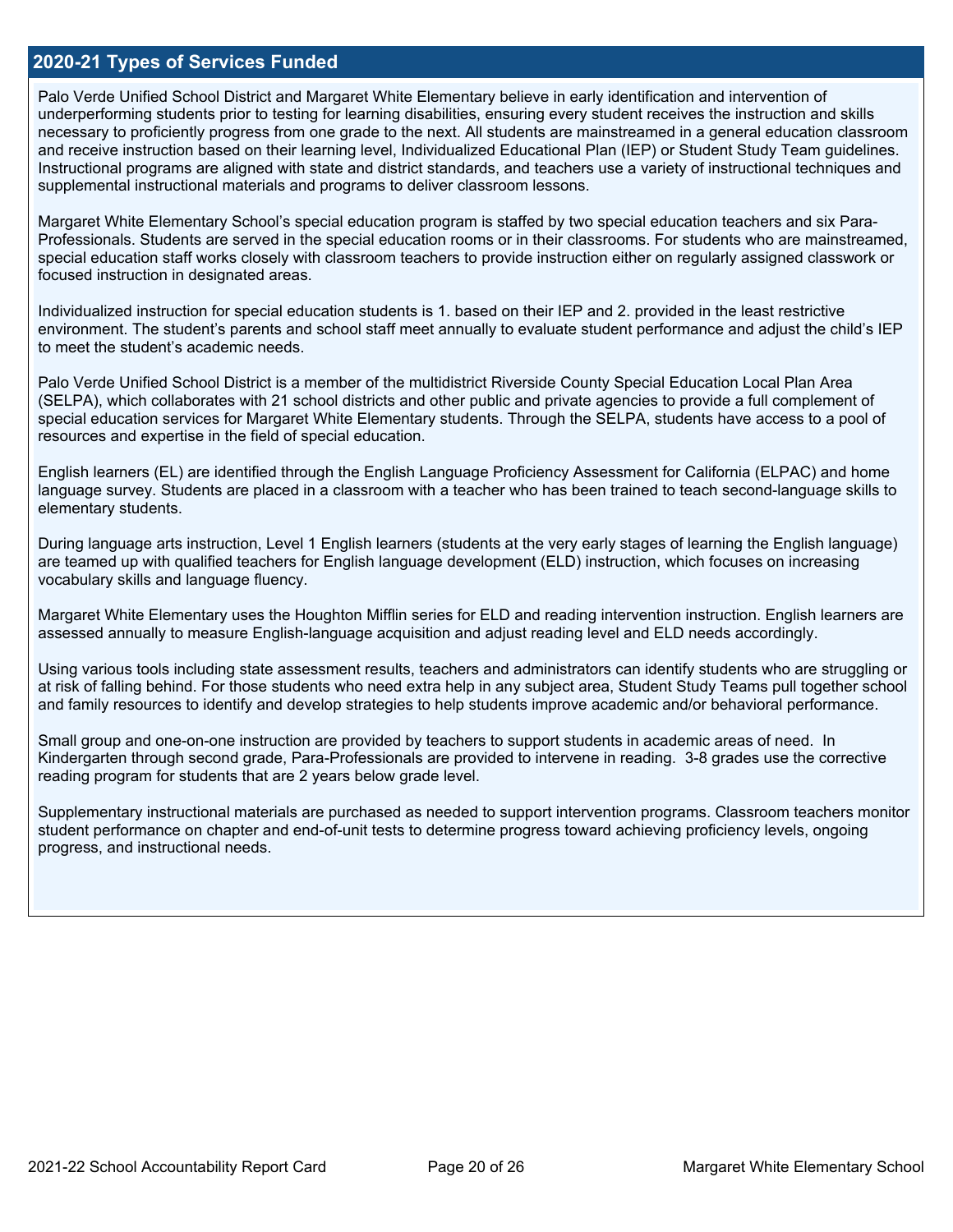## 2020-21 Types of Services Funded

Palo Verde Unified School District and Margaret White Elementary believe in early identification and intervention of underperforming students prior to testing for learning disabilities, ensuring every student receives the instruction and skills necessary to proficiently progress from one grade to the next. All students are mainstreamed in a general education classroom and receive instruction based on their learning level, Individualized Educational Plan (IEP) or Student Study Team guidelines. Instructional programs are aligned with state and district standards, and teachers use a variety of instructional techniques and supplemental instructional materials and programs to deliver classroom lessons.

Margaret White Elementary School's special education program is staffed by two special education teachers and six Para-Professionals. Students are served in the special education rooms or in their classrooms. For students who are mainstreamed, special education staff works closely with classroom teachers to provide instruction either on regularly assigned classwork or focused instruction in designated areas.

Individualized instruction for special education students is 1. based on their IEP and 2. provided in the least restrictive environment. The student's parents and school staff meet annually to evaluate student performance and adjust the child's IEP to meet the student's academic needs.

Palo Verde Unified School District is a member of the multidistrict Riverside County Special Education Local Plan Area (SELPA), which collaborates with 21 school districts and other public and private agencies to provide a full complement of special education services for Margaret White Elementary students. Through the SELPA, students have access to a pool of resources and expertise in the field of special education.

English learners (EL) are identified through the English Language Proficiency Assessment for California (ELPAC) and home language survey. Students are placed in a classroom with a teacher who has been trained to teach second-language skills to elementary students.

During language arts instruction, Level 1 English learners (students at the very early stages of learning the English language) are teamed up with qualified teachers for English language development (ELD) instruction, which focuses on increasing vocabulary skills and language fluency.

Margaret White Elementary uses the Houghton Mifflin series for ELD and reading intervention instruction. English learners are assessed annually to measure English-language acquisition and adjust reading level and ELD needs accordingly.

Using various tools including state assessment results, teachers and administrators can identify students who are struggling or at risk of falling behind. For those students who need extra help in any subject area, Student Study Teams pull together school and family resources to identify and develop strategies to help students improve academic and/or behavioral performance.

Small group and one-on-one instruction are provided by teachers to support students in academic areas of need. In Kindergarten through second grade, Para-Professionals are provided to intervene in reading. 3-8 grades use the corrective reading program for students that are 2 years below grade level.

Supplementary instructional materials are purchased as needed to support intervention programs. Classroom teachers monitor student performance on chapter and end-of-unit tests to determine progress toward achieving proficiency levels, ongoing progress, and instructional needs.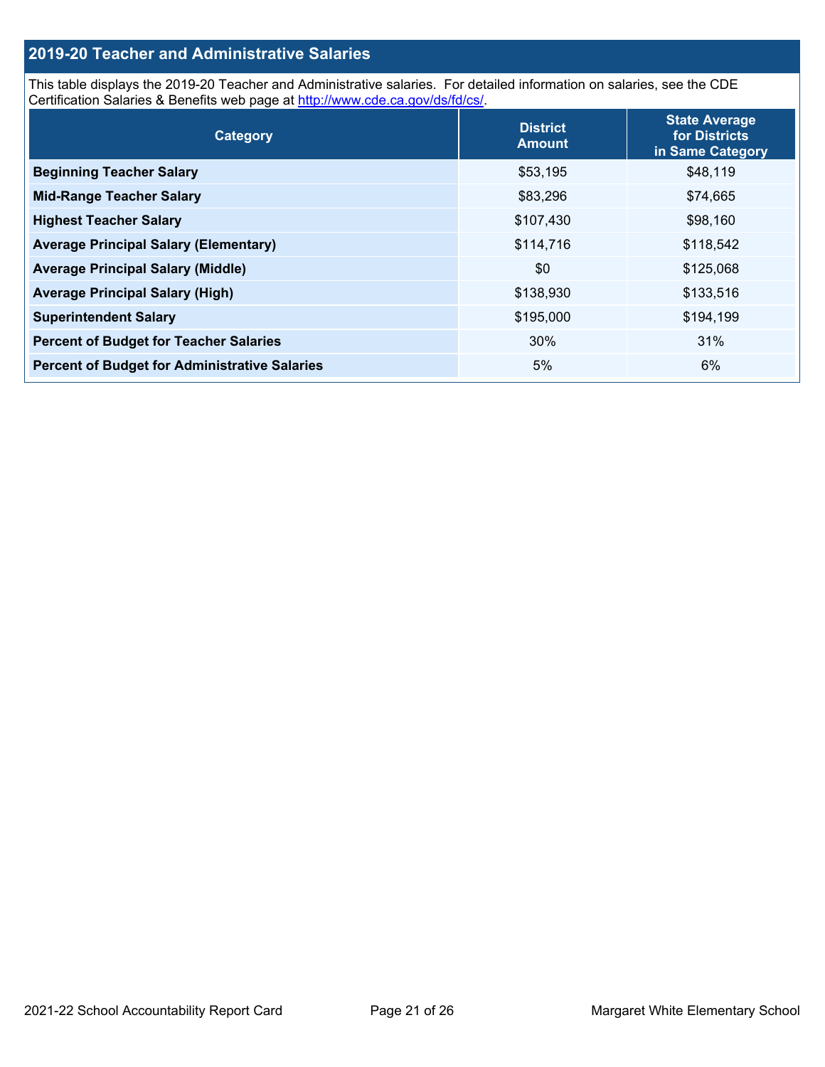## 2019-20 Teacher and Administrative Salaries

This table displays the 2019-20 Teacher and Administrative salaries. For detailed information on salaries, see the CDE Certification Salaries & Benefits web page at http://www.cde.ca.gov/ds/fd/cs/.

| Category | District Amount | State Average for Districts in Same Category |
|---|---|---|
| **Beginning Teacher Salary** | $53,195 | $48,119 |
| **Mid-Range Teacher Salary** | $83,296 | $74,665 |
| **Highest Teacher Salary** | $107,430 | $98,160 |
| **Average Principal Salary (Elementary)** | $114,716 | $118,542 |
| **Average Principal Salary (Middle)** | $0 | $125,068 |
| **Average Principal Salary (High)** | $138,930 | $133,516 |
| **Superintendent Salary** | $195,000 | $194,199 |
| **Percent of Budget for Teacher Salaries** | 30% | 31% |
| **Percent of Budget for Administrative Salaries** | 5% | 6% |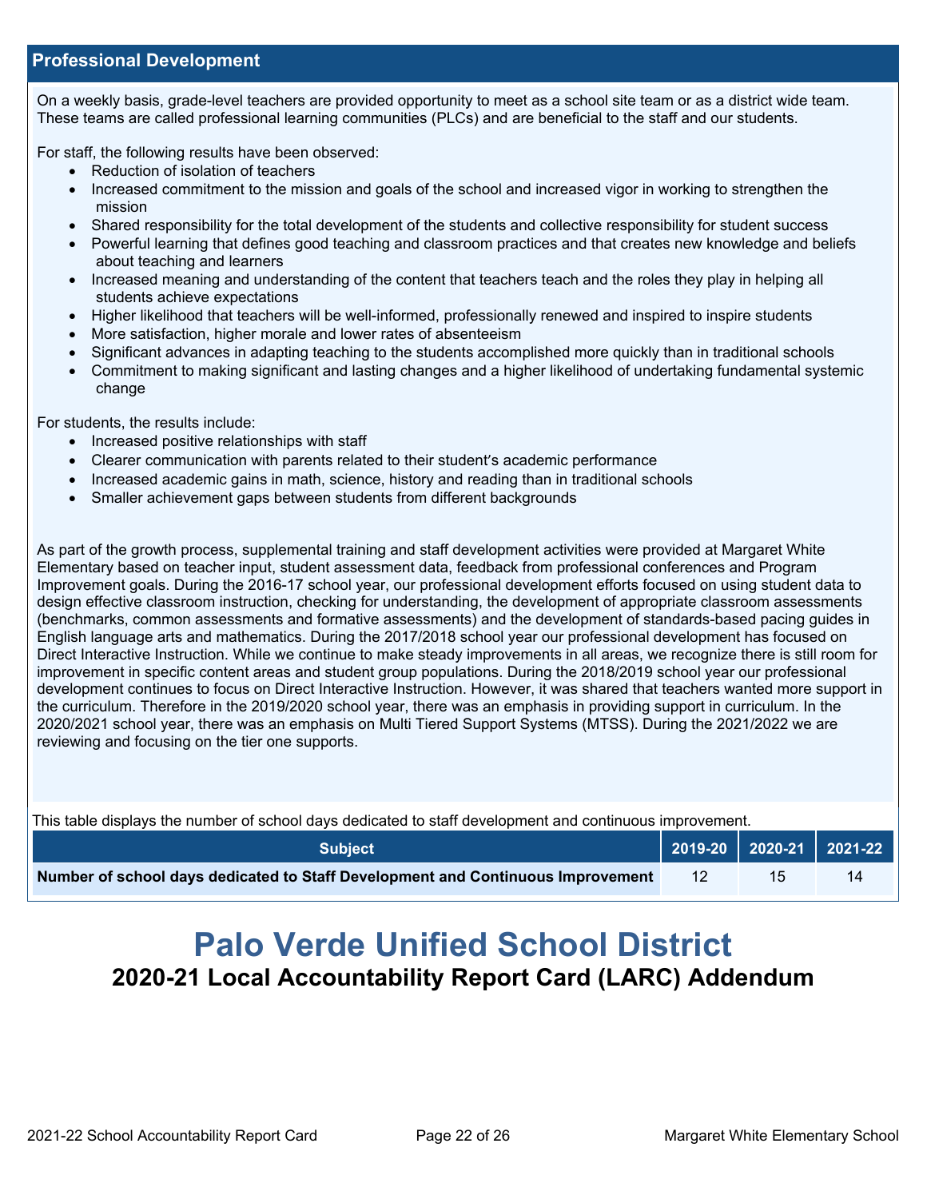## Professional Development

On a weekly basis, grade-level teachers are provided opportunity to meet as a school site team or as a district wide team. These teams are called professional learning communities (PLCs) and are beneficial to the staff and our students.

For staff, the following results have been observed:

- Reduction of isolation of teachers
- Increased commitment to the mission and goals of the school and increased vigor in working to strengthen the mission
- Shared responsibility for the total development of the students and collective responsibility for student success
- Powerful learning that defines good teaching and classroom practices and that creates new knowledge and beliefs about teaching and learners
- Increased meaning and understanding of the content that teachers teach and the roles they play in helping all students achieve expectations
- Higher likelihood that teachers will be well-informed, professionally renewed and inspired to inspire students
- More satisfaction, higher morale and lower rates of absenteeism
- Significant advances in adapting teaching to the students accomplished more quickly than in traditional schools
- Commitment to making significant and lasting changes and a higher likelihood of undertaking fundamental systemic change

For students, the results include:

- Increased positive relationships with staff
- Clearer communication with parents related to their student's academic performance
- Increased academic gains in math, science, history and reading than in traditional schools
- Smaller achievement gaps between students from different backgrounds

As part of the growth process, supplemental training and staff development activities were provided at Margaret White Elementary based on teacher input, student assessment data, feedback from professional conferences and Program Improvement goals. During the 2016-17 school year, our professional development efforts focused on using student data to design effective classroom instruction, checking for understanding, the development of appropriate classroom assessments (benchmarks, common assessments and formative assessments) and the development of standards-based pacing guides in English language arts and mathematics. During the 2017/2018 school year our professional development has focused on Direct Interactive Instruction. While we continue to make steady improvements in all areas, we recognize there is still room for improvement in specific content areas and student group populations. During the 2018/2019 school year our professional development continues to focus on Direct Interactive Instruction. However, it was shared that teachers wanted more support in the curriculum. Therefore in the 2019/2020 school year, there was an emphasis in providing support in curriculum. In the 2020/2021 school year, there was an emphasis on Multi Tiered Support Systems (MTSS). During the 2021/2022 we are reviewing and focusing on the tier one supports.

This table displays the number of school days dedicated to staff development and continuous improvement.

| Subject | 2019-20 | 2020-21 | 2021-22 |
|---|---|---|---|
| Number of school days dedicated to Staff Development and Continuous Improvement | 12 | 15 | 14 |

# Palo Verde Unified School District

## 2020-21 Local Accountability Report Card (LARC) Addendum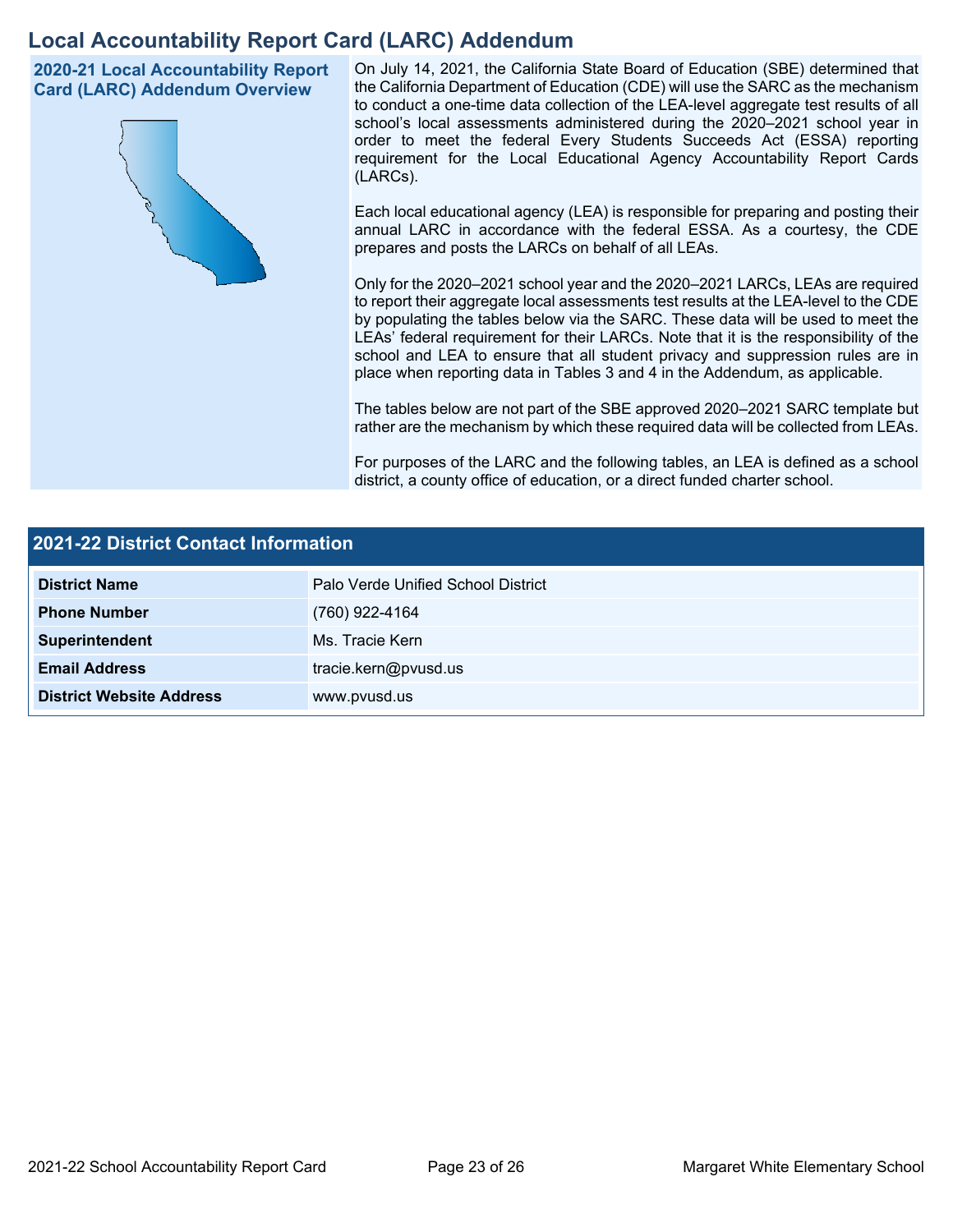# Local Accountability Report Card (LARC) Addendum

## 2020-21 Local Accountability Report Card (LARC) Addendum Overview

On July 14, 2021, the California State Board of Education (SBE) determined that the California Department of Education (CDE) will use the SARC as the mechanism to conduct a one-time data collection of the LEA-level aggregate test results of all school's local assessments administered during the 2020–2021 school year in order to meet the federal Every Students Succeeds Act (ESSA) reporting requirement for the Local Educational Agency Accountability Report Cards (LARCs).

Each local educational agency (LEA) is responsible for preparing and posting their annual LARC in accordance with the federal ESSA. As a courtesy, the CDE prepares and posts the LARCs on behalf of all LEAs.

Only for the 2020–2021 school year and the 2020–2021 LARCs, LEAs are required to report their aggregate local assessments test results at the LEA-level to the CDE by populating the tables below via the SARC. These data will be used to meet the LEAs' federal requirement for their LARCs. Note that it is the responsibility of the school and LEA to ensure that all student privacy and suppression rules are in place when reporting data in Tables 3 and 4 in the Addendum, as applicable.

The tables below are not part of the SBE approved 2020–2021 SARC template but rather are the mechanism by which these required data will be collected from LEAs.

For purposes of the LARC and the following tables, an LEA is defined as a school district, a county office of education, or a direct funded charter school.

## 2021-22 District Contact Information

| 2021-22 District Contact Information | |
|---|---|
| **District Name** | Palo Verde Unified School District |
| **Phone Number** | (760) 922-4164 |
| **Superintendent** | Ms. Tracie Kern |
| **Email Address** | tracie.kern@pvusd.us |
| **District Website Address** | www.pvusd.us |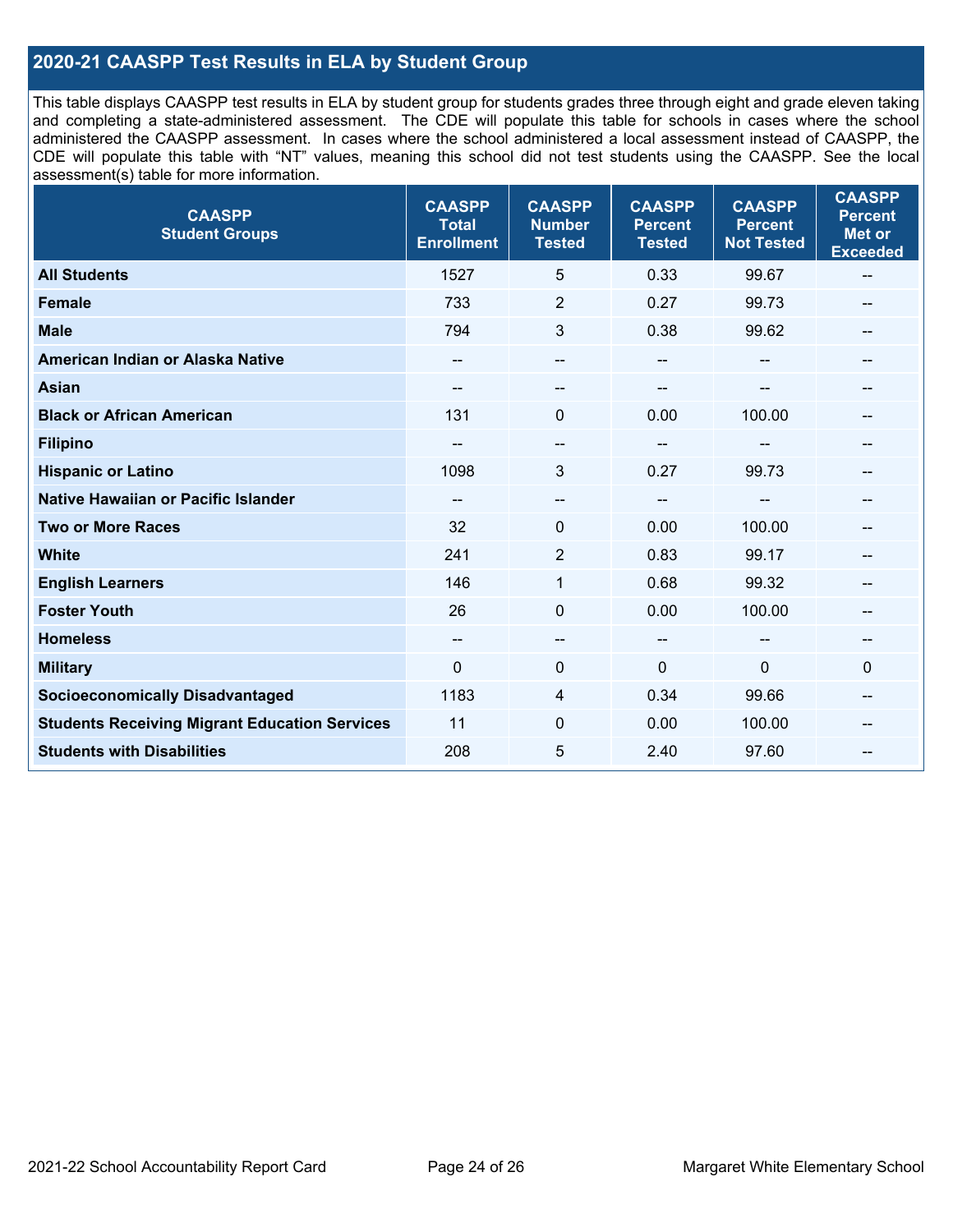## 2020-21 CAASPP Test Results in ELA by Student Group

This table displays CAASPP test results in ELA by student group for students grades three through eight and grade eleven taking and completing a state-administered assessment. The CDE will populate this table for schools in cases where the school administered the CAASPP assessment. In cases where the school administered a local assessment instead of CAASPP, the CDE will populate this table with "NT" values, meaning this school did not test students using the CAASPP. See the local assessment(s) table for more information.

| CAASPP Student Groups | CAASPP Total Enrollment | CAASPP Number Tested | CAASPP Percent Tested | CAASPP Percent Not Tested | CAASPP Percent Met or Exceeded |
|---|---|---|---|---|---|
| **All Students** | 1527 | 5 | 0.33 | 99.67 | -- |
| **Female** | 733 | 2 | 0.27 | 99.73 | -- |
| **Male** | 794 | 3 | 0.38 | 99.62 | -- |
| **American Indian or Alaska Native** | -- | -- | -- | -- | -- |
| **Asian** | -- | -- | -- | -- | -- |
| **Black or African American** | 131 | 0 | 0.00 | 100.00 | -- |
| **Filipino** | -- | -- | -- | -- | -- |
| **Hispanic or Latino** | 1098 | 3 | 0.27 | 99.73 | -- |
| **Native Hawaiian or Pacific Islander** | -- | -- | -- | -- | -- |
| **Two or More Races** | 32 | 0 | 0.00 | 100.00 | -- |
| **White** | 241 | 2 | 0.83 | 99.17 | -- |
| **English Learners** | 146 | 1 | 0.68 | 99.32 | -- |
| **Foster Youth** | 26 | 0 | 0.00 | 100.00 | -- |
| **Homeless** | -- | -- | -- | -- | -- |
| **Military** | 0 | 0 | 0 | 0 | 0 |
| **Socioeconomically Disadvantaged** | 1183 | 4 | 0.34 | 99.66 | -- |
| **Students Receiving Migrant Education Services** | 11 | 0 | 0.00 | 100.00 | -- |
| **Students with Disabilities** | 208 | 5 | 2.40 | 97.60 | -- |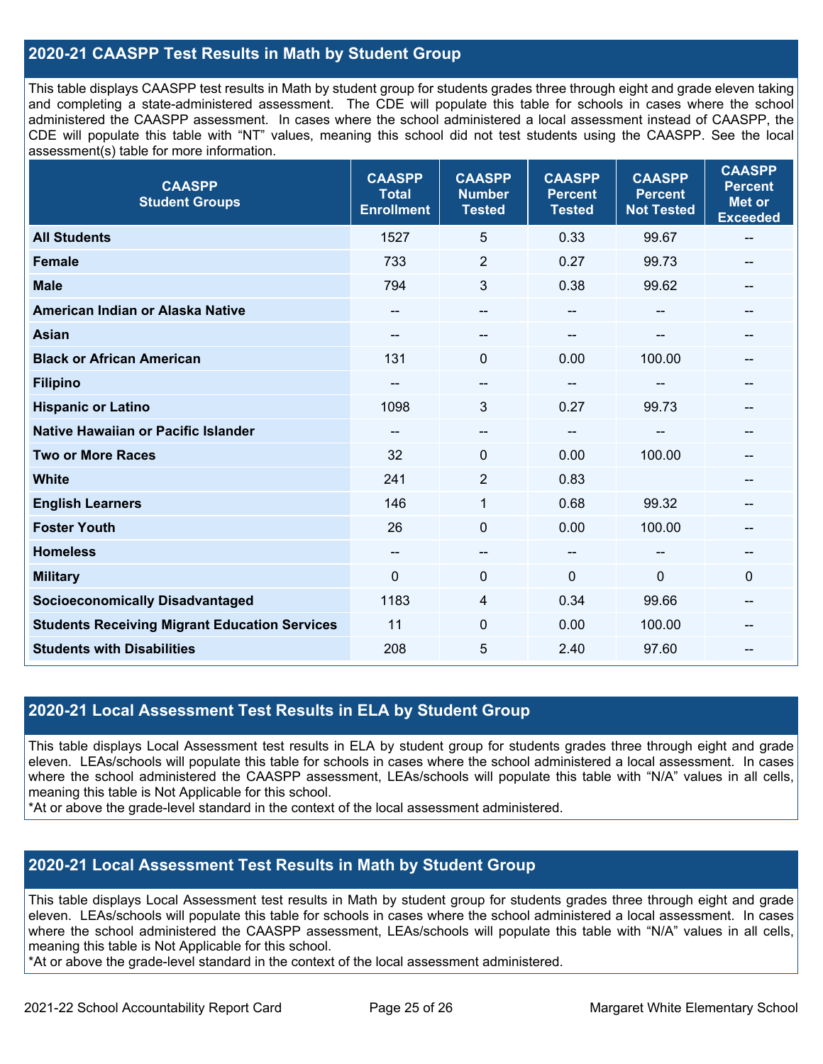## 2020-21 CAASPP Test Results in Math by Student Group

This table displays CAASPP test results in Math by student group for students grades three through eight and grade eleven taking and completing a state-administered assessment. The CDE will populate this table for schools in cases where the school administered the CAASPP assessment. In cases where the school administered a local assessment instead of CAASPP, the CDE will populate this table with "NT" values, meaning this school did not test students using the CAASPP. See the local assessment(s) table for more information.

| CAASPP Student Groups | CAASPP Total Enrollment | CAASPP Number Tested | CAASPP Percent Tested | CAASPP Percent Not Tested | CAASPP Percent Met or Exceeded |
|---|---|---|---|---|---|
| All Students | 1527 | 5 | 0.33 | 99.67 | -- |
| Female | 733 | 2 | 0.27 | 99.73 | -- |
| Male | 794 | 3 | 0.38 | 99.62 | -- |
| American Indian or Alaska Native | -- | -- | -- | -- | -- |
| Asian | -- | -- | -- | -- | -- |
| Black or African American | 131 | 0 | 0.00 | 100.00 | -- |
| Filipino | -- | -- | -- | -- | -- |
| Hispanic or Latino | 1098 | 3 | 0.27 | 99.73 | -- |
| Native Hawaiian or Pacific Islander | -- | -- | -- | -- | -- |
| Two or More Races | 32 | 0 | 0.00 | 100.00 | -- |
| White | 241 | 2 | 0.83 | | -- |
| English Learners | 146 | 1 | 0.68 | 99.32 | -- |
| Foster Youth | 26 | 0 | 0.00 | 100.00 | -- |
| Homeless | -- | -- | -- | -- | -- |
| Military | 0 | 0 | 0 | 0 | 0 |
| Socioeconomically Disadvantaged | 1183 | 4 | 0.34 | 99.66 | -- |
| Students Receiving Migrant Education Services | 11 | 0 | 0.00 | 100.00 | -- |
| Students with Disabilities | 208 | 5 | 2.40 | 97.60 | -- |

## 2020-21 Local Assessment Test Results in ELA by Student Group

This table displays Local Assessment test results in ELA by student group for students grades three through eight and grade eleven. LEAs/schools will populate this table for schools in cases where the school administered a local assessment. In cases where the school administered the CAASPP assessment, LEAs/schools will populate this table with "N/A" values in all cells, meaning this table is Not Applicable for this school.

*At or above the grade-level standard in the context of the local assessment administered.

## 2020-21 Local Assessment Test Results in Math by Student Group

This table displays Local Assessment test results in Math by student group for students grades three through eight and grade eleven. LEAs/schools will populate this table for schools in cases where the school administered a local assessment. In cases where the school administered the CAASPP assessment, LEAs/schools will populate this table with "N/A" values in all cells, meaning this table is Not Applicable for this school.

*At or above the grade-level standard in the context of the local assessment administered.